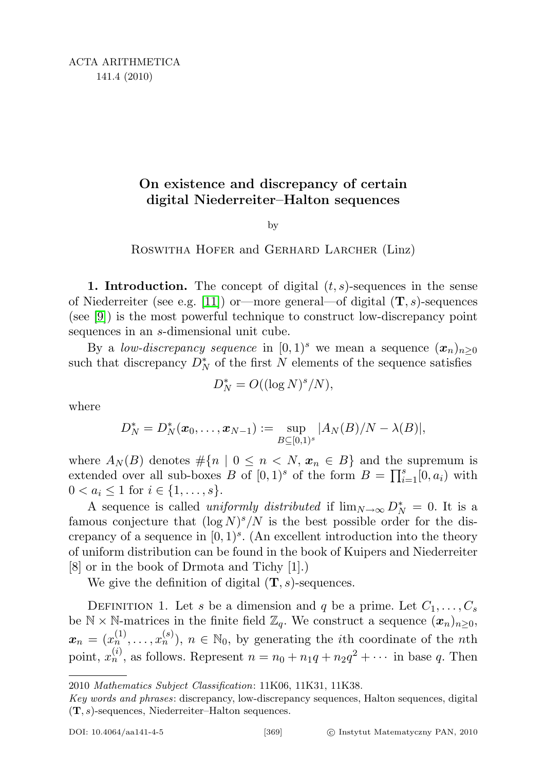# On existence and discrepancy of certain digital Niederreiter–Halton sequences

by

Roswitha Hofer and Gerhard Larcher (Linz)

**1. Introduction.** The concept of digital $(t, s)$-sequences in the sense of Niederreiter (see e.g. [11]) or—more general—of digital $(\mathbf{T}, s)$-sequences (see [9]) is the most powerful technique to construct low-discrepancy point sequences in an $s$-dimensional unit cube.

By a *low-discrepancy sequence* in $[0, 1)^s$ we mean a sequence $(\boldsymbol{x}_n)_{n\geq 0}$ such that discrepancy $D_N^*$ of the first $N$ elements of the sequence satisfies

$$D_N^* = O((\log N)^s/N),$$

where

$$D_N^* = D_N^*(\boldsymbol{x}_0, \ldots, \boldsymbol{x}_{N-1}) := \sup_{B\subseteq[0,1)^s} |A_N(B)/N - \lambda(B)|,$$

where $A_N(B)$ denotes $\#\{n \mid 0 \leq n < N, \boldsymbol{x}_n \in B\}$ and the supremum is extended over all sub-boxes $B$ of $[0, 1)^s$ of the form $B = \prod_{i=1}^{s}[0, a_i)$ with $0 < a_i \leq 1$ for $i \in \{1, \ldots, s\}$.

A sequence is called *uniformly distributed* if $\lim_{N\to\infty} D_N^* = 0$. It is a famous conjecture that $(\log N)^s/N$ is the best possible order for the discrepancy of a sequence in $[0, 1)^s$. (An excellent introduction into the theory of uniform distribution can be found in the book of Kuipers and Niederreiter [8] or in the book of Drmota and Tichy [1].)

We give the definition of digital $(\mathbf{T}, s)$-sequences.

Definition 1. Let $s$ be a dimension and $q$ be a prime. Let $C_1, \ldots, C_s$ be $\mathbb{N} \times \mathbb{N}$-matrices in the finite field $\mathbb{Z}_q$. We construct a sequence $(\boldsymbol{x}_n)_{n\geq 0}$, $\boldsymbol{x}_n = (x_n^{(1)}, \ldots, x_n^{(s)})$, $n \in \mathbb{N}_0$, by generating the $i$th coordinate of the $n$th point, $x_n^{(i)}$, as follows. Represent $n = n_0 + n_1 q + n_2 q^2 + \cdots$ in base $q$. Then

---

2010 *Mathematics Subject Classification*: 11K06, 11K31, 11K38.

*Key words and phrases*: discrepancy, low-discrepancy sequences, Halton sequences, digital $(\mathbf{T}, s)$-sequences, Niederreiter–Halton sequences.

DOI: 10.4064/aa141-4-5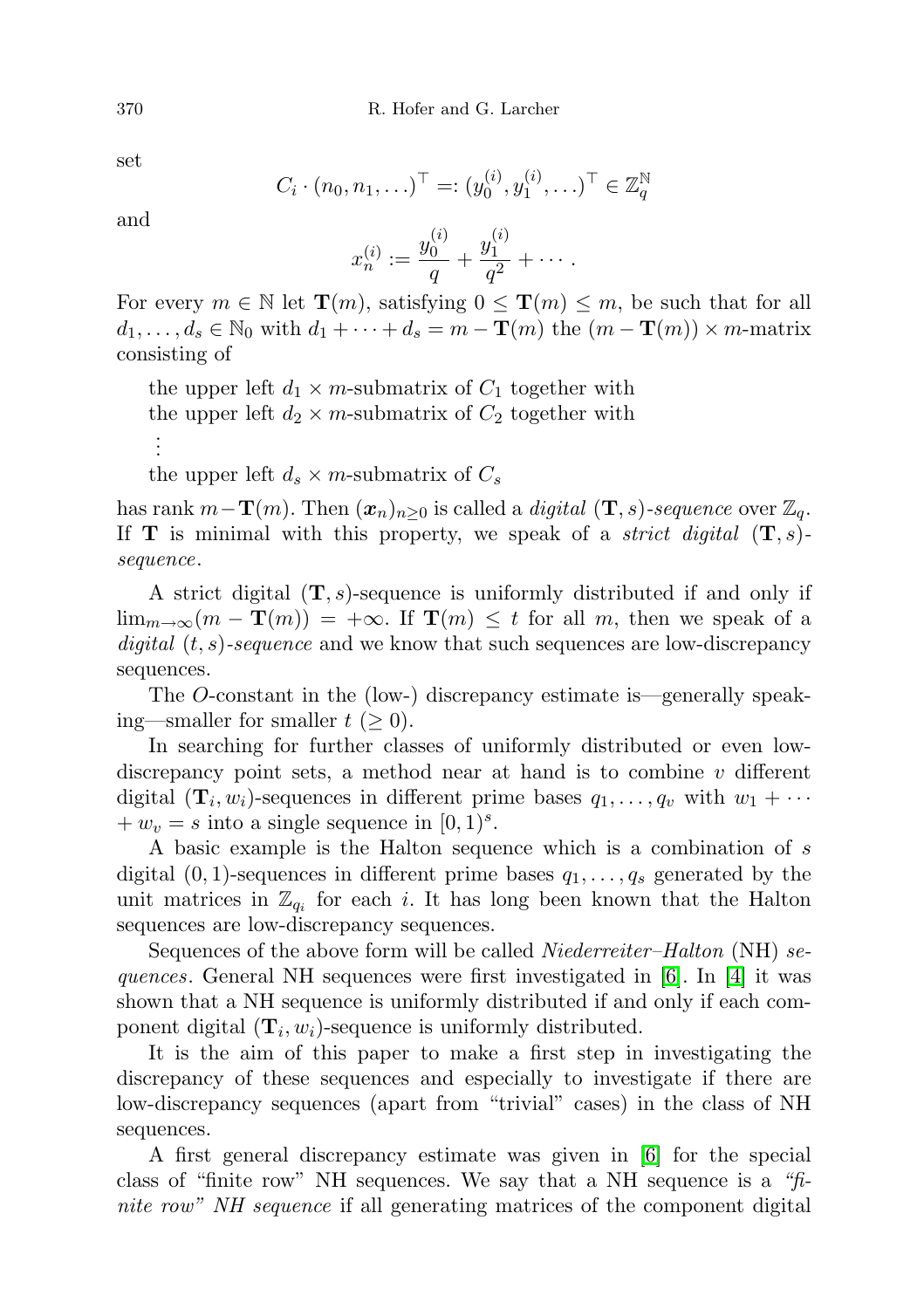set

$$C_i \cdot (n_0, n_1, \ldots)^\top =: (y_0^{(i)}, y_1^{(i)}, \ldots)^\top \in \mathbb{Z}_q^{\mathbb{N}}$$

and

$$x_n^{(i)} := \frac{y_0^{(i)}}{q} + \frac{y_1^{(i)}}{q^2} + \cdots .$$

For every $m \in \mathbb{N}$ let $\mathbf{T}(m)$, satisfying $0 \le \mathbf{T}(m) \le m$, be such that for all $d_1, \ldots, d_s \in \mathbb{N}_0$ with $d_1 + \cdots + d_s = m - \mathbf{T}(m)$ the $(m - \mathbf{T}(m)) \times m$-matrix consisting of

the upper left $d_1 \times m$-submatrix of $C_1$ together with
the upper left $d_2 \times m$-submatrix of $C_2$ together with
$\vdots$
the upper left $d_s \times m$-submatrix of $C_s$

has rank $m - \mathbf{T}(m)$. Then $(\boldsymbol{x}_n)_{n \ge 0}$ is called a *digital* $(\mathbf{T}, s)$*-sequence* over $\mathbb{Z}_q$. If $\mathbf{T}$ is minimal with this property, we speak of a *strict digital* $(\mathbf{T}, s)$*-sequence*.

A strict digital $(\mathbf{T}, s)$-sequence is uniformly distributed if and only if $\lim_{m\to\infty}(m - \mathbf{T}(m)) = +\infty$. If $\mathbf{T}(m) \le t$ for all $m$, then we speak of a *digital* $(t, s)$*-sequence* and we know that such sequences are low-discrepancy sequences.

The $O$-constant in the (low-) discrepancy estimate is—generally speaking—smaller for smaller $t$ $(\ge 0)$.

In searching for further classes of uniformly distributed or even low-discrepancy point sets, a method near at hand is to combine $v$ different digital $(\mathbf{T}_i, w_i)$-sequences in different prime bases $q_1, \ldots, q_v$ with $w_1 + \cdots + w_v = s$ into a single sequence in $[0, 1)^s$.

A basic example is the Halton sequence which is a combination of $s$ digital $(0, 1)$-sequences in different prime bases $q_1, \ldots, q_s$ generated by the unit matrices in $\mathbb{Z}_{q_i}$ for each $i$. It has long been known that the Halton sequences are low-discrepancy sequences.

Sequences of the above form will be called *Niederreiter–Halton* (NH) *sequences*. General NH sequences were first investigated in [6]. In [4] it was shown that a NH sequence is uniformly distributed if and only if each component digital $(\mathbf{T}_i, w_i)$-sequence is uniformly distributed.

It is the aim of this paper to make a first step in investigating the discrepancy of these sequences and especially to investigate if there are low-discrepancy sequences (apart from "trivial" cases) in the class of NH sequences.

A first general discrepancy estimate was given in [6] for the special class of "finite row" NH sequences. We say that a NH sequence is a *"finite row" NH sequence* if all generating matrices of the component digital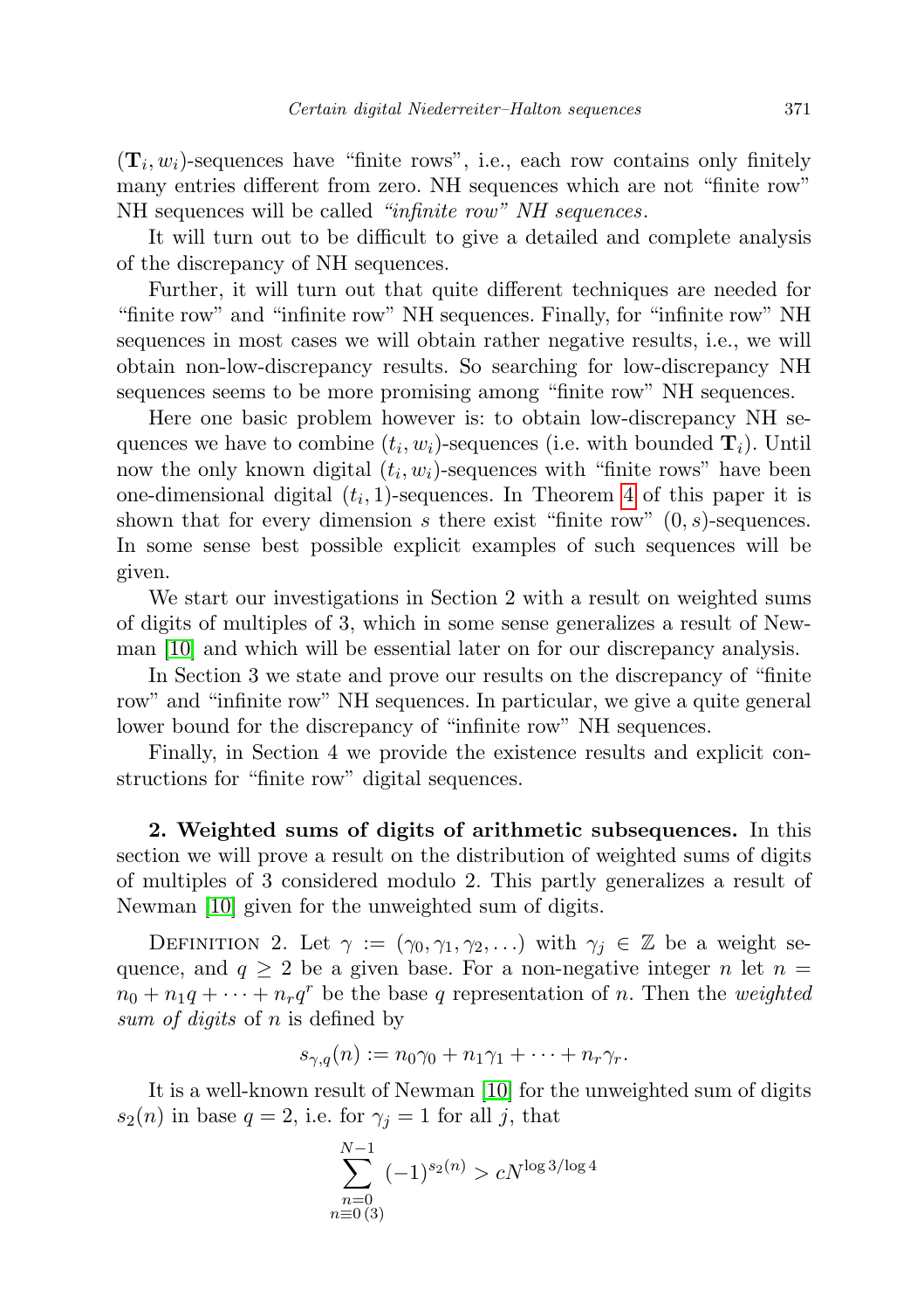$(\mathbf{T}_i, w_i)$-sequences have "finite rows", i.e., each row contains only finitely many entries different from zero. NH sequences which are not "finite row" NH sequences will be called *"infinite row" NH sequences*.

It will turn out to be difficult to give a detailed and complete analysis of the discrepancy of NH sequences.

Further, it will turn out that quite different techniques are needed for "finite row" and "infinite row" NH sequences. Finally, for "infinite row" NH sequences in most cases we will obtain rather negative results, i.e., we will obtain non-low-discrepancy results. So searching for low-discrepancy NH sequences seems to be more promising among "finite row" NH sequences.

Here one basic problem however is: to obtain low-discrepancy NH sequences we have to combine $(t_i, w_i)$-sequences (i.e. with bounded $\mathbf{T}_i$). Until now the only known digital $(t_i, w_i)$-sequences with "finite rows" have been one-dimensional digital $(t_i, 1)$-sequences. In Theorem 4 of this paper it is shown that for every dimension $s$ there exist "finite row" $(0, s)$-sequences. In some sense best possible explicit examples of such sequences will be given.

We start our investigations in Section 2 with a result on weighted sums of digits of multiples of 3, which in some sense generalizes a result of Newman [10] and which will be essential later on for our discrepancy analysis.

In Section 3 we state and prove our results on the discrepancy of "finite row" and "infinite row" NH sequences. In particular, we give a quite general lower bound for the discrepancy of "infinite row" NH sequences.

Finally, in Section 4 we provide the existence results and explicit constructions for "finite row" digital sequences.

**2. Weighted sums of digits of arithmetic subsequences.** In this section we will prove a result on the distribution of weighted sums of digits of multiples of 3 considered modulo 2. This partly generalizes a result of Newman [10] given for the unweighted sum of digits.

Definition 2. Let $\gamma := (\gamma_0, \gamma_1, \gamma_2, \ldots)$ with $\gamma_j \in \mathbb{Z}$ be a weight sequence, and $q \geq 2$ be a given base. For a non-negative integer $n$ let $n = n_0 + n_1 q + \cdots + n_r q^r$ be the base $q$ representation of $n$. Then the *weighted sum of digits* of $n$ is defined by

$$s_{\gamma,q}(n) := n_0\gamma_0 + n_1\gamma_1 + \cdots + n_r\gamma_r.$$

It is a well-known result of Newman [10] for the unweighted sum of digits $s_2(n)$ in base $q = 2$, i.e. for $\gamma_j = 1$ for all $j$, that

$$\sum_{\substack{n=0\\ n\equiv 0\,(3)}}^{N-1} (-1)^{s_2(n)} > cN^{\log 3/\log 4}$$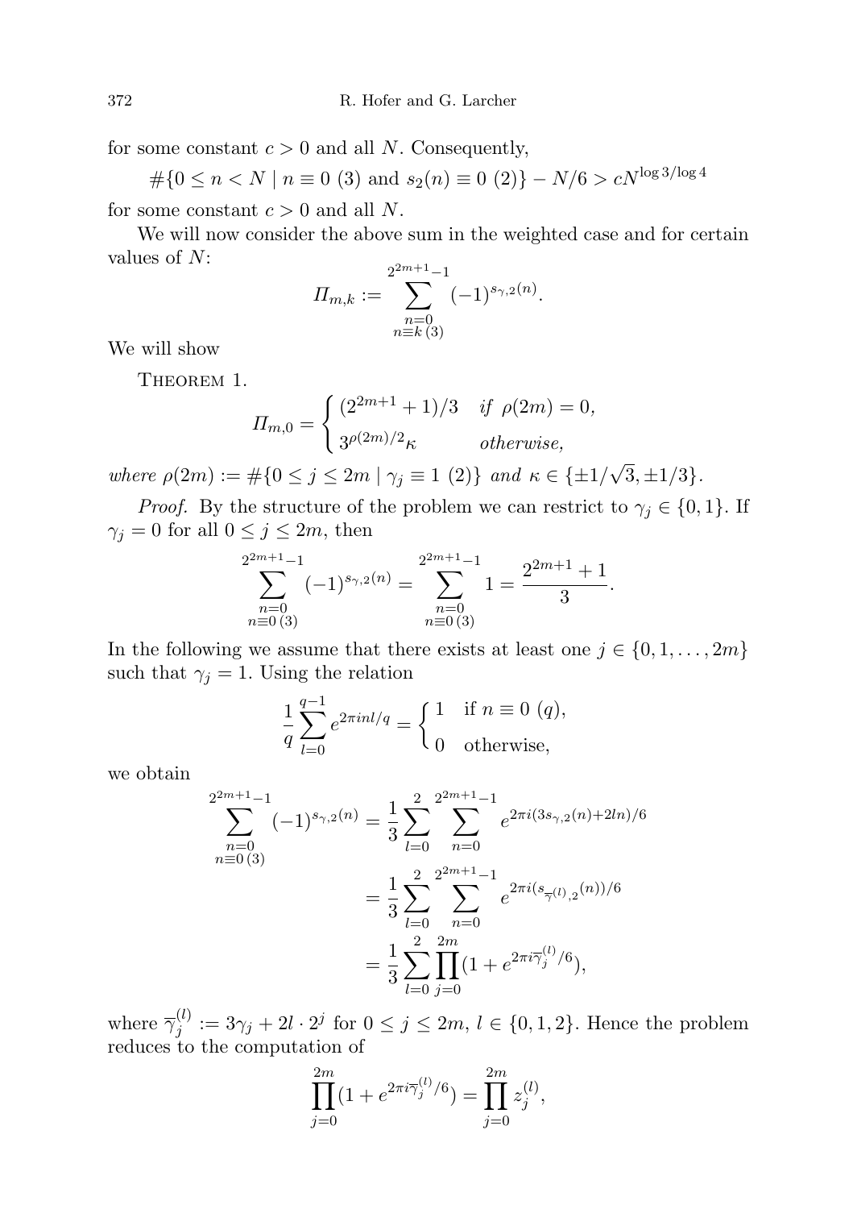for some constant $c > 0$ and all $N$. Consequently,

$$\#\{0 \leq n < N \mid n \equiv 0 \ (3) \text{ and } s_2(n) \equiv 0 \ (2)\} - N/6 > cN^{\log 3/\log 4}$$

for some constant $c > 0$ and all $N$.

We will now consider the above sum in the weighted case and for certain values of $N$:

$$\Pi_{m,k} := \sum_{\substack{n=0 \\ n \equiv k \, (3)}}^{2^{2m+1}-1} (-1)^{s_{\gamma,2}(n)}.$$

We will show

Theorem 1.

$$\Pi_{m,0} = \begin{cases} (2^{2m+1}+1)/3 & \text{if } \rho(2m) = 0, \\ 3^{\rho(2m)/2}\kappa & \text{otherwise,} \end{cases}$$

*where* $\rho(2m) := \#\{0 \leq j \leq 2m \mid \gamma_j \equiv 1 \ (2)\}$ *and* $\kappa \in \{\pm 1/\sqrt{3}, \pm 1/3\}$.

*Proof.* By the structure of the problem we can restrict to $\gamma_j \in \{0, 1\}$. If $\gamma_j = 0$ for all $0 \leq j \leq 2m$, then

$$\sum_{\substack{n=0 \\ n \equiv 0 \, (3)}}^{2^{2m+1}-1} (-1)^{s_{\gamma,2}(n)} = \sum_{\substack{n=0 \\ n \equiv 0 \, (3)}}^{2^{2m+1}-1} 1 = \frac{2^{2m+1}+1}{3}.$$

In the following we assume that there exists at least one $j \in \{0, 1, \ldots, 2m\}$ such that $\gamma_j = 1$. Using the relation

$$\frac{1}{q} \sum_{l=0}^{q-1} e^{2\pi i n l/q} = \begin{cases} 1 & \text{if } n \equiv 0 \ (q), \\ 0 & \text{otherwise,} \end{cases}$$

we obtain

$$\begin{aligned}
\sum_{\substack{n=0 \\ n \equiv 0 \, (3)}}^{2^{2m+1}-1} (-1)^{s_{\gamma,2}(n)} &= \frac{1}{3} \sum_{l=0}^{2} \sum_{n=0}^{2^{2m+1}-1} e^{2\pi i (3 s_{\gamma,2}(n) + 2ln)/6} \\
&= \frac{1}{3} \sum_{l=0}^{2} \sum_{n=0}^{2^{2m+1}-1} e^{2\pi i (s_{\overline{\gamma}^{(l)},2}(n))/6} \\
&= \frac{1}{3} \sum_{l=0}^{2} \prod_{j=0}^{2m} (1 + e^{2\pi i \overline{\gamma}_j^{(l)}/6}),
\end{aligned}$$

where $\overline{\gamma}_j^{(l)} := 3\gamma_j + 2l \cdot 2^j$ for $0 \leq j \leq 2m$, $l \in \{0, 1, 2\}$. Hence the problem reduces to the computation of

$$\prod_{j=0}^{2m} (1 + e^{2\pi i \overline{\gamma}_j^{(l)}/6}) = \prod_{j=0}^{2m} z_j^{(l)},$$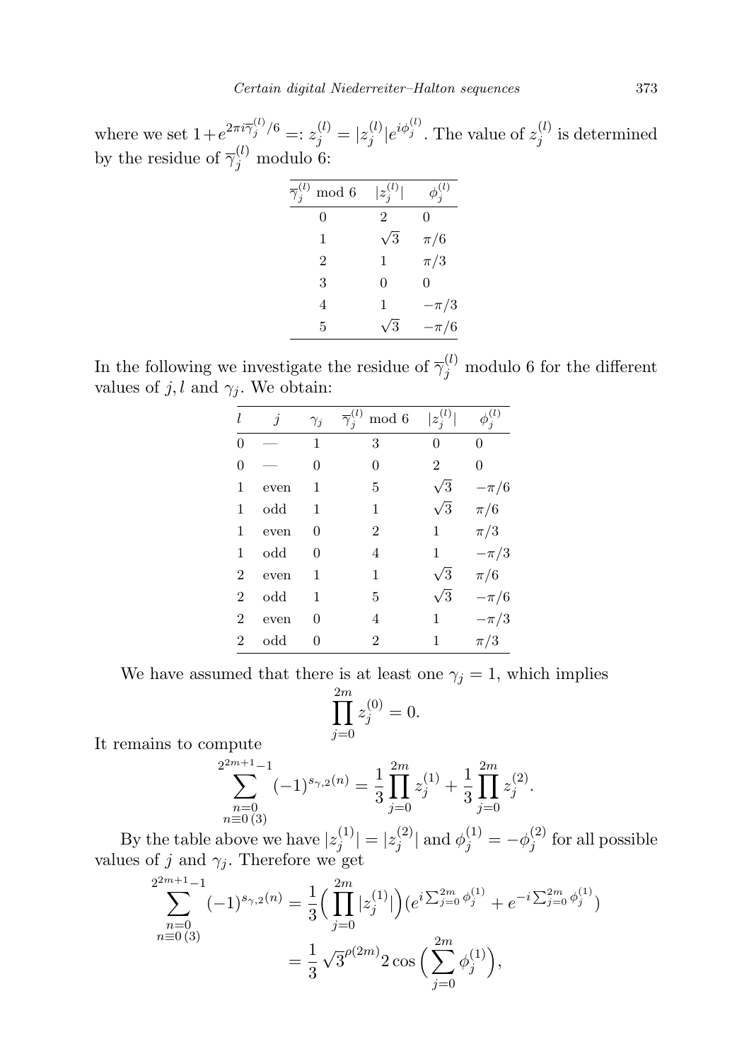where we set $1+e^{2\pi i\overline{\gamma}_j^{(l)}/6} =: z_j^{(l)} = |z_j^{(l)}|e^{i\phi_j^{(l)}}$. The value of $z_j^{(l)}$ is determined by the residue of $\overline{\gamma}_j^{(l)}$ modulo 6:

| $\overline{\gamma}_j^{(l)}$ mod 6 | $\lvert z_j^{(l)}\rvert$ | $\phi_j^{(l)}$ |
|---|---|---|
| 0 | 2 | 0 |
| 1 | $\sqrt{3}$ | $\pi/6$ |
| 2 | 1 | $\pi/3$ |
| 3 | 0 | 0 |
| 4 | 1 | $-\pi/3$ |
| 5 | $\sqrt{3}$ | $-\pi/6$ |

In the following we investigate the residue of $\overline{\gamma}_j^{(l)}$ modulo 6 for the different values of $j, l$ and $\gamma_j$. We obtain:

| $l$ | $j$ | $\gamma_j$ | $\overline{\gamma}_j^{(l)}$ mod 6 | $\lvert z_j^{(l)}\rvert$ | $\phi_j^{(l)}$ |
|---|---|---|---|---|---|
| 0 | — | 1 | 3 | 0 | 0 |
| 0 | — | 0 | 0 | 2 | 0 |
| 1 | even | 1 | 5 | $\sqrt{3}$ | $-\pi/6$ |
| 1 | odd | 1 | 1 | $\sqrt{3}$ | $\pi/6$ |
| 1 | even | 0 | 2 | 1 | $\pi/3$ |
| 1 | odd | 0 | 4 | 1 | $-\pi/3$ |
| 2 | even | 1 | 1 | $\sqrt{3}$ | $\pi/6$ |
| 2 | odd | 1 | 5 | $\sqrt{3}$ | $-\pi/6$ |
| 2 | even | 0 | 4 | 1 | $-\pi/3$ |
| 2 | odd | 0 | 2 | 1 | $\pi/3$ |

We have assumed that there is at least one $\gamma_j = 1$, which implies

$$\prod_{j=0}^{2m} z_j^{(0)} = 0.$$

It remains to compute

$$\sum_{\substack{n=0\\ n\equiv 0\,(3)}}^{2^{2m+1}-1} (-1)^{s_{\gamma,2}(n)} = \frac{1}{3}\prod_{j=0}^{2m} z_j^{(1)} + \frac{1}{3}\prod_{j=0}^{2m} z_j^{(2)}.$$

By the table above we have $|z_j^{(1)}| = |z_j^{(2)}|$ and $\phi_j^{(1)} = -\phi_j^{(2)}$ for all possible values of $j$ and $\gamma_j$. Therefore we get

$$\begin{aligned}
\sum_{\substack{n=0\\ n\equiv 0\,(3)}}^{2^{2m+1}-1} (-1)^{s_{\gamma,2}(n)} &= \frac{1}{3}\Big(\prod_{j=0}^{2m} |z_j^{(1)}|\Big)\big(e^{i\sum_{j=0}^{2m}\phi_j^{(1)}} + e^{-i\sum_{j=0}^{2m}\phi_j^{(1)}}\big) \\
&= \frac{1}{3}\sqrt{3}^{\rho(2m)} 2\cos\Big(\sum_{j=0}^{2m}\phi_j^{(1)}\Big),
\end{aligned}$$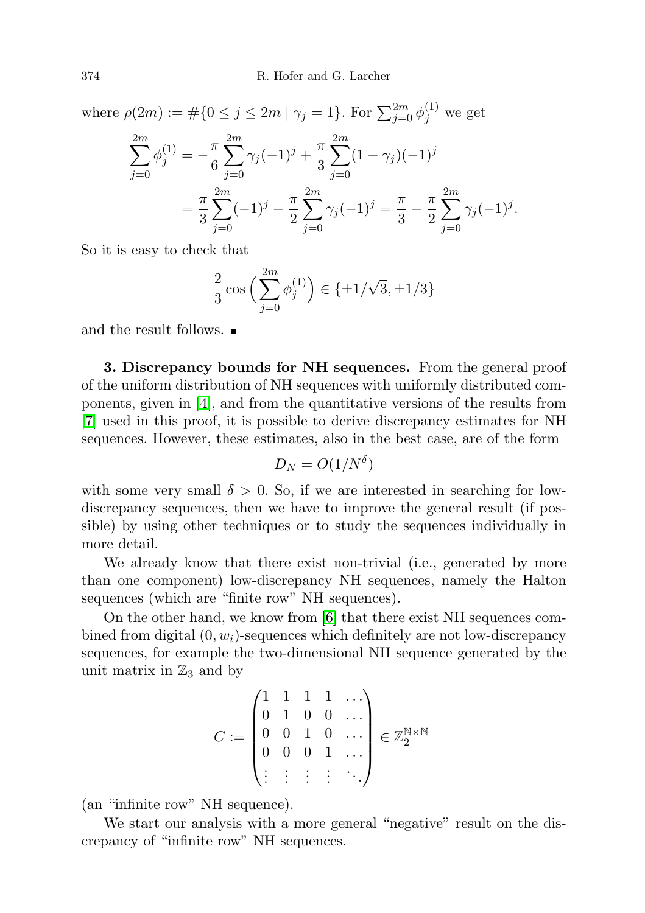where $\rho(2m) := \#\{0 \le j \le 2m \mid \gamma_j = 1\}$. For $\sum_{j=0}^{2m} \phi_j^{(1)}$ we get

$$\sum_{j=0}^{2m} \phi_j^{(1)} = -\frac{\pi}{6}\sum_{j=0}^{2m} \gamma_j(-1)^j + \frac{\pi}{3}\sum_{j=0}^{2m}(1-\gamma_j)(-1)^j$$
$$= \frac{\pi}{3}\sum_{j=0}^{2m}(-1)^j - \frac{\pi}{2}\sum_{j=0}^{2m}\gamma_j(-1)^j = \frac{\pi}{3} - \frac{\pi}{2}\sum_{j=0}^{2m}\gamma_j(-1)^j.$$

So it is easy to check that

$$\frac{2}{3}\cos\Big(\sum_{j=0}^{2m}\phi_j^{(1)}\Big) \in \{\pm 1/\sqrt{3}, \pm 1/3\}$$

and the result follows. ∎

**3. Discrepancy bounds for NH sequences.** From the general proof of the uniform distribution of NH sequences with uniformly distributed components, given in [4], and from the quantitative versions of the results from [7] used in this proof, it is possible to derive discrepancy estimates for NH sequences. However, these estimates, also in the best case, are of the form

$$D_N = O(1/N^{\delta})$$

with some very small $\delta > 0$. So, if we are interested in searching for low-discrepancy sequences, then we have to improve the general result (if possible) by using other techniques or to study the sequences individually in more detail.

We already know that there exist non-trivial (i.e., generated by more than one component) low-discrepancy NH sequences, namely the Halton sequences (which are "finite row" NH sequences).

On the other hand, we know from [6] that there exist NH sequences combined from digital $(0, w_i)$-sequences which definitely are not low-discrepancy sequences, for example the two-dimensional NH sequence generated by the unit matrix in $\mathbb{Z}_3$ and by

$$C := \begin{pmatrix} 1 & 1 & 1 & 1 & \dots \\ 0 & 1 & 0 & 0 & \dots \\ 0 & 0 & 1 & 0 & \dots \\ 0 & 0 & 0 & 1 & \dots \\ \vdots & \vdots & \vdots & \vdots & \ddots \end{pmatrix} \in \mathbb{Z}_2^{\mathbb{N}\times\mathbb{N}}$$

(an "infinite row" NH sequence).

We start our analysis with a more general "negative" result on the discrepancy of "infinite row" NH sequences.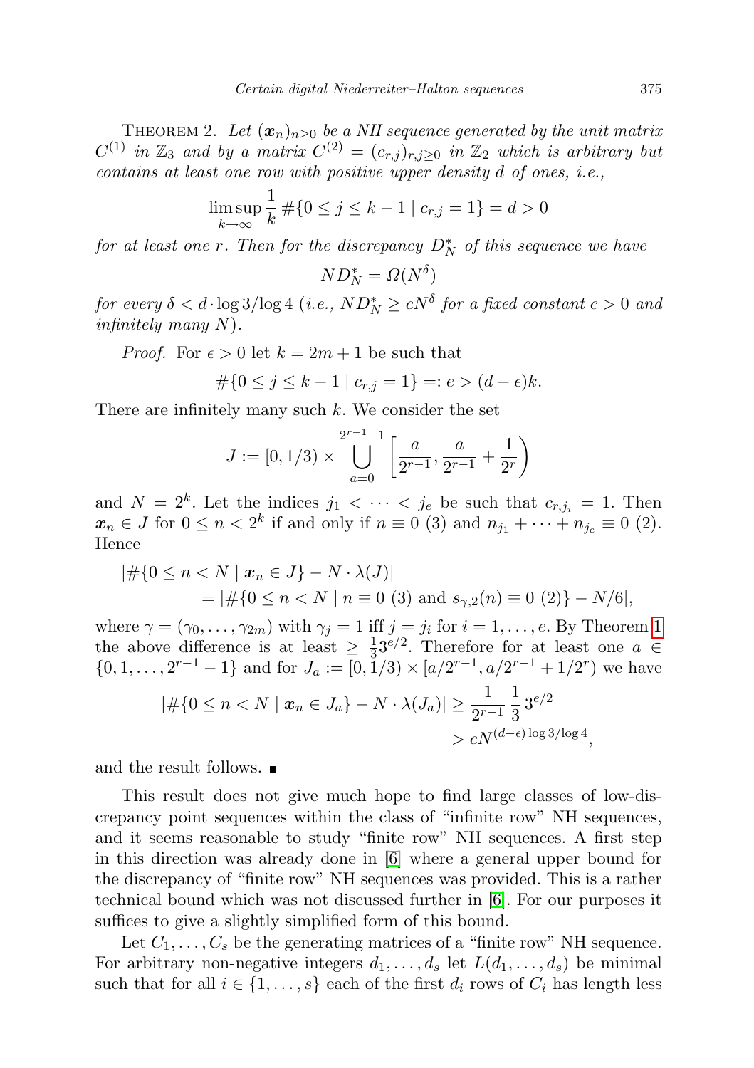THEOREM 2. *Let $(\boldsymbol{x}_n)_{n\geq 0}$ be a NH sequence generated by the unit matrix $C^{(1)}$ in $\mathbb{Z}_3$ and by a matrix $C^{(2)} = (c_{r,j})_{r,j\geq 0}$ in $\mathbb{Z}_2$ which is arbitrary but contains at least one row with positive upper density $d$ of ones, i.e.,*

$$\limsup_{k\to\infty} \frac{1}{k}\,\#\{0 \leq j \leq k-1 \mid c_{r,j} = 1\} = d > 0$$

*for at least one $r$. Then for the discrepancy $D_N^*$ of this sequence we have*

$$ND_N^* = \Omega(N^\delta)$$

*for every $\delta < d\cdot \log 3/\log 4$ (i.e., $ND_N^* \geq cN^\delta$ for a fixed constant $c > 0$ and infinitely many $N$).*

*Proof.* For $\epsilon > 0$ let $k = 2m+1$ be such that

$$\#\{0 \leq j \leq k-1 \mid c_{r,j} = 1\} =: e > (d-\epsilon)k.$$

There are infinitely many such $k$. We consider the set

$$J := [0, 1/3) \times \bigcup_{a=0}^{2^{r-1}-1} \left[\frac{a}{2^{r-1}}, \frac{a}{2^{r-1}} + \frac{1}{2^r}\right)$$

and $N = 2^k$. Let the indices $j_1 < \cdots < j_e$ be such that $c_{r,j_i} = 1$. Then $\boldsymbol{x}_n \in J$ for $0 \leq n < 2^k$ if and only if $n \equiv 0$ (3) and $n_{j_1} + \cdots + n_{j_e} \equiv 0$ (2). Hence

$$\begin{aligned}
&|\#\{0 \leq n < N \mid \boldsymbol{x}_n \in J\} - N\cdot\lambda(J)| \\
&\qquad = |\#\{0 \leq n < N \mid n \equiv 0 \ (3) \text{ and } s_{\gamma,2}(n) \equiv 0 \ (2)\} - N/6|,
\end{aligned}$$

where $\gamma = (\gamma_0, \ldots, \gamma_{2m})$ with $\gamma_j = 1$ iff $j = j_i$ for $i = 1, \ldots, e$. By Theorem 1 the above difference is at least $\geq \frac{1}{3}3^{e/2}$. Therefore for at least one $a \in \{0, 1, \ldots, 2^{r-1}-1\}$ and for $J_a := [0, 1/3) \times [a/2^{r-1}, a/2^{r-1} + 1/2^r)$ we have

$$\begin{aligned}
|\#\{0 \leq n < N \mid \boldsymbol{x}_n \in J_a\} - N\cdot\lambda(J_a)| &\geq \frac{1}{2^{r-1}}\,\frac{1}{3}\,3^{e/2} \\
&> cN^{(d-\epsilon)\log 3/\log 4},
\end{aligned}$$

and the result follows. ∎

This result does not give much hope to find large classes of low-discrepancy point sequences within the class of "infinite row" NH sequences, and it seems reasonable to study "finite row" NH sequences. A first step in this direction was already done in [6] where a general upper bound for the discrepancy of "finite row" NH sequences was provided. This is a rather technical bound which was not discussed further in [6]. For our purposes it suffices to give a slightly simplified form of this bound.

Let $C_1, \ldots, C_s$ be the generating matrices of a "finite row" NH sequence. For arbitrary non-negative integers $d_1, \ldots, d_s$ let $L(d_1, \ldots, d_s)$ be minimal such that for all $i \in \{1, \ldots, s\}$ each of the first $d_i$ rows of $C_i$ has length less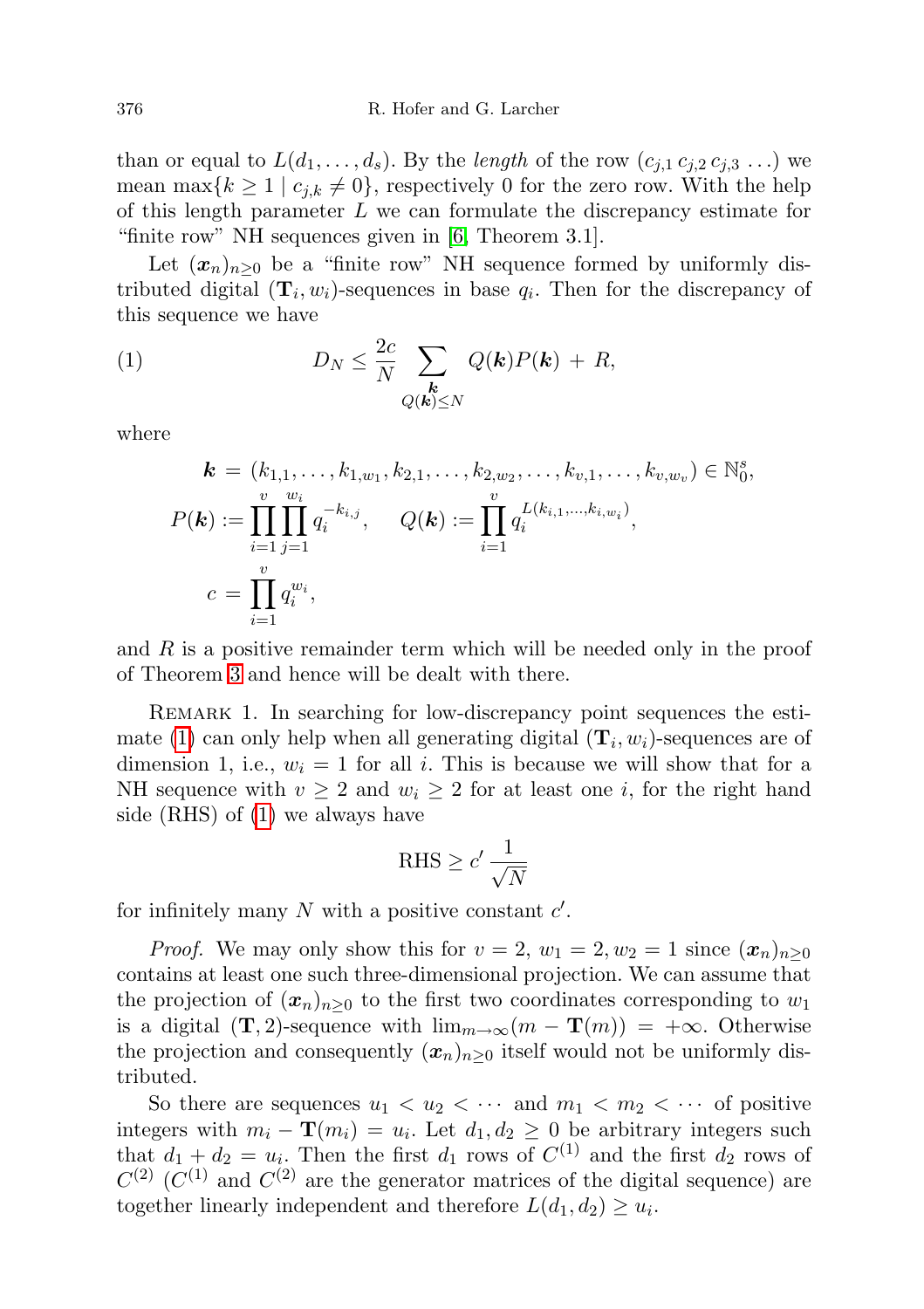than or equal to $L(d_1, \ldots, d_s)$. By the *length* of the row $(c_{j,1}\, c_{j,2}\, c_{j,3}\, \ldots)$ we mean $\max\{k \geq 1 \mid c_{j,k} \neq 0\}$, respectively 0 for the zero row. With the help of this length parameter $L$ we can formulate the discrepancy estimate for "finite row" NH sequences given in [6, Theorem 3.1].

Let $(\boldsymbol{x}_n)_{n \geq 0}$ be a "finite row" NH sequence formed by uniformly distributed digital $(\mathbf{T}_i, w_i)$-sequences in base $q_i$. Then for the discrepancy of this sequence we have

$$D_N \leq \frac{2c}{N} \sum_{\substack{\boldsymbol{k} \\ Q(\boldsymbol{k}) \leq N}} Q(\boldsymbol{k}) P(\boldsymbol{k}) \, + \, R, \tag{1}$$

where

$$\begin{aligned}
\boldsymbol{k} \, &= \, (k_{1,1}, \ldots, k_{1,w_1}, k_{2,1}, \ldots, k_{2,w_2}, \ldots, k_{v,1}, \ldots, k_{v,w_v}) \in \mathbb{N}_0^s, \\
P(\boldsymbol{k}) &:= \prod_{i=1}^{v} \prod_{j=1}^{w_i} q_i^{-k_{i,j}}, \qquad Q(\boldsymbol{k}) := \prod_{i=1}^{v} q_i^{L(k_{i,1}, \ldots, k_{i,w_i})}, \\
c \, &= \, \prod_{i=1}^{v} q_i^{w_i},
\end{aligned}$$

and $R$ is a positive remainder term which will be needed only in the proof of Theorem 3 and hence will be dealt with there.

Remark 1. In searching for low-discrepancy point sequences the estimate (1) can only help when all generating digital $(\mathbf{T}_i, w_i)$-sequences are of dimension 1, i.e., $w_i = 1$ for all $i$. This is because we will show that for a NH sequence with $v \geq 2$ and $w_i \geq 2$ for at least one $i$, for the right hand side (RHS) of (1) we always have

$$\text{RHS} \geq c' \, \frac{1}{\sqrt{N}}$$

for infinitely many $N$ with a positive constant $c'$.

*Proof.* We may only show this for $v = 2$, $w_1 = 2, w_2 = 1$ since $(\boldsymbol{x}_n)_{n \geq 0}$ contains at least one such three-dimensional projection. We can assume that the projection of $(\boldsymbol{x}_n)_{n \geq 0}$ to the first two coordinates corresponding to $w_1$ is a digital $(\mathbf{T}, 2)$-sequence with $\lim_{m \to \infty}(m - \mathbf{T}(m)) = +\infty$. Otherwise the projection and consequently $(\boldsymbol{x}_n)_{n \geq 0}$ itself would not be uniformly distributed.

So there are sequences $u_1 < u_2 < \cdots$ and $m_1 < m_2 < \cdots$ of positive integers with $m_i - \mathbf{T}(m_i) = u_i$. Let $d_1, d_2 \geq 0$ be arbitrary integers such that $d_1 + d_2 = u_i$. Then the first $d_1$ rows of $C^{(1)}$ and the first $d_2$ rows of $C^{(2)}$ ($C^{(1)}$ and $C^{(2)}$ are the generator matrices of the digital sequence) are together linearly independent and therefore $L(d_1, d_2) \geq u_i$.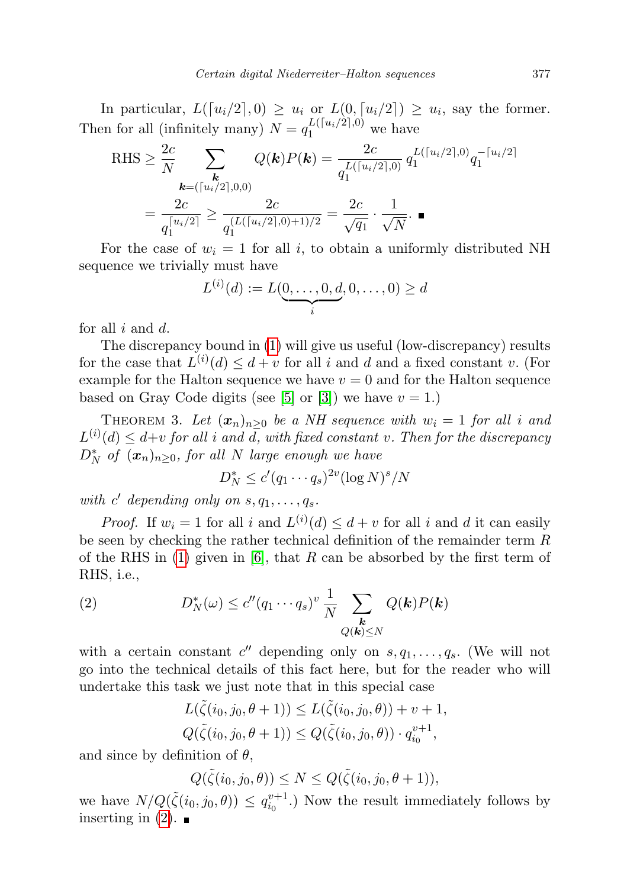In particular, $L(\lceil u_i/2\rceil, 0) \geq u_i$ or $L(0, \lceil u_i/2\rceil) \geq u_i$, say the former. Then for all (infinitely many) $N = q_1^{L(\lceil u_i/2\rceil,0)}$ we have

$$\begin{aligned}
\text{RHS} &\geq \frac{2c}{N} \sum_{\substack{\boldsymbol{k} \\ \boldsymbol{k}=(\lceil u_i/2\rceil,0,0)}} Q(\boldsymbol{k})P(\boldsymbol{k}) = \frac{2c}{q_1^{L(\lceil u_i/2\rceil,0)}}\, q_1^{L(\lceil u_i/2\rceil,0)} q_1^{-\lceil u_i/2\rceil} \\
&= \frac{2c}{q_1^{\lceil u_i/2\rceil}} \geq \frac{2c}{q_1^{(L(\lceil u_i/2\rceil,0)+1)/2}} = \frac{2c}{\sqrt{q_1}} \cdot \frac{1}{\sqrt{N}}. \quad \blacksquare
\end{aligned}$$

For the case of $w_i = 1$ for all $i$, to obtain a uniformly distributed NH sequence we trivially must have

$$L^{(i)}(d) := L(\underbrace{0, \ldots, 0, d}_{i}, 0, \ldots, 0) \geq d$$

for all $i$ and $d$.

The discrepancy bound in (1) will give us useful (low-discrepancy) results for the case that $L^{(i)}(d) \leq d + v$ for all $i$ and $d$ and a fixed constant $v$. (For example for the Halton sequence we have $v = 0$ and for the Halton sequence based on Gray Code digits (see [5] or [3]) we have $v = 1$.)

Theorem 3. *Let $(\boldsymbol{x}_n)_{n\geq 0}$ be a NH sequence with $w_i = 1$ for all $i$ and $L^{(i)}(d) \leq d+v$ for all $i$ and $d$, with fixed constant $v$. Then for the discrepancy $D_N^*$ of $(\boldsymbol{x}_n)_{n\geq 0}$, for all $N$ large enough we have*

$$D_N^* \leq c'(q_1 \cdots q_s)^{2v} (\log N)^s / N$$

*with $c'$ depending only on $s, q_1, \ldots, q_s$.*

*Proof.* If $w_i = 1$ for all $i$ and $L^{(i)}(d) \leq d + v$ for all $i$ and $d$ it can easily be seen by checking the rather technical definition of the remainder term $R$ of the RHS in (1) given in [6], that $R$ can be absorbed by the first term of RHS, i.e.,

$$D_N^*(\omega) \leq c''(q_1 \cdots q_s)^v \, \frac{1}{N} \sum_{\substack{\boldsymbol{k} \\ Q(\boldsymbol{k})\leq N}} Q(\boldsymbol{k})P(\boldsymbol{k}) \tag{2}$$

with a certain constant $c''$ depending only on $s, q_1, \ldots, q_s$. (We will not go into the technical details of this fact here, but for the reader who will undertake this task we just note that in this special case

$$L(\tilde{\zeta}(i_0, j_0, \theta + 1)) \leq L(\tilde{\zeta}(i_0, j_0, \theta)) + v + 1,$$
$$Q(\tilde{\zeta}(i_0, j_0, \theta + 1)) \leq Q(\tilde{\zeta}(i_0, j_0, \theta)) \cdot q_{i_0}^{v+1},$$

and since by definition of $\theta$,

$$Q(\tilde{\zeta}(i_0, j_0, \theta)) \leq N \leq Q(\tilde{\zeta}(i_0, j_0, \theta + 1)),$$

we have $N/Q(\tilde{\zeta}(i_0, j_0, \theta)) \leq q_{i_0}^{v+1}$.) Now the result immediately follows by inserting in (2). $\blacksquare$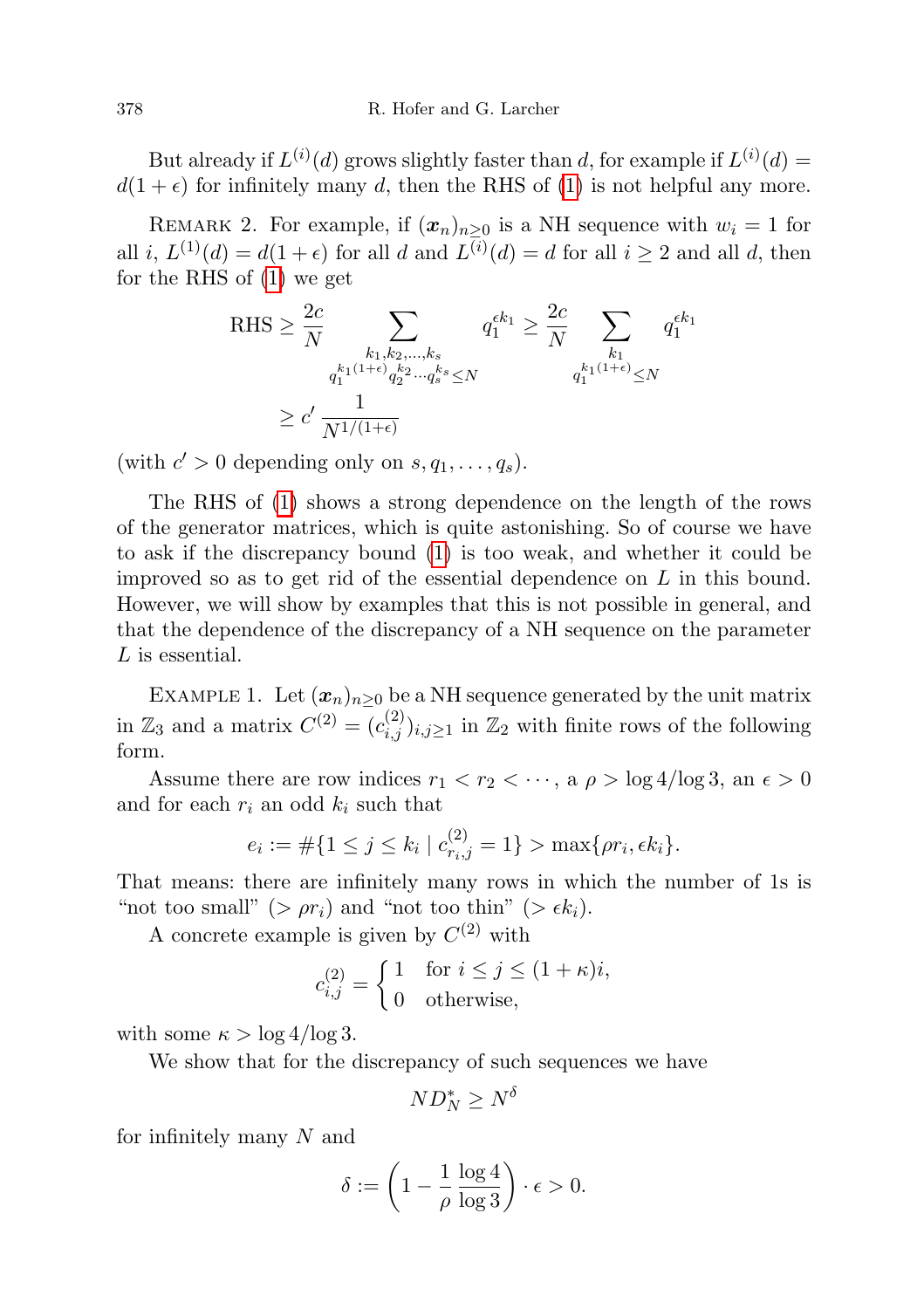But already if $L^{(i)}(d)$ grows slightly faster than $d$, for example if $L^{(i)}(d) = d(1+\epsilon)$ for infinitely many $d$, then the RHS of (1) is not helpful any more.

Remark 2. For example, if $(\boldsymbol{x}_n)_{n\geq 0}$ is a NH sequence with $w_i = 1$ for all $i$, $L^{(1)}(d) = d(1+\epsilon)$ for all $d$ and $L^{(i)}(d) = d$ for all $i \geq 2$ and all $d$, then for the RHS of (1) we get

$$\begin{aligned}
\text{RHS} &\geq \frac{2c}{N} \sum_{\substack{k_1,k_2,\ldots,k_s \\ q_1^{k_1(1+\epsilon)} q_2^{k_2} \cdots q_s^{k_s} \leq N}} q_1^{\epsilon k_1} \geq \frac{2c}{N} \sum_{\substack{k_1 \\ q_1^{k_1(1+\epsilon)} \leq N}} q_1^{\epsilon k_1} \\
&\geq c' \, \frac{1}{N^{1/(1+\epsilon)}}
\end{aligned}$$

(with $c' > 0$ depending only on $s, q_1, \ldots, q_s$).

The RHS of (1) shows a strong dependence on the length of the rows of the generator matrices, which is quite astonishing. So of course we have to ask if the discrepancy bound (1) is too weak, and whether it could be improved so as to get rid of the essential dependence on $L$ in this bound. However, we will show by examples that this is not possible in general, and that the dependence of the discrepancy of a NH sequence on the parameter $L$ is essential.

Example 1. Let $(\boldsymbol{x}_n)_{n\geq 0}$ be a NH sequence generated by the unit matrix in $\mathbb{Z}_3$ and a matrix $C^{(2)} = (c_{i,j}^{(2)})_{i,j\geq 1}$ in $\mathbb{Z}_2$ with finite rows of the following form.

Assume there are row indices $r_1 < r_2 < \cdots$, a $\rho > \log 4/\log 3$, an $\epsilon > 0$ and for each $r_i$ an odd $k_i$ such that

$$e_i := \#\{1 \leq j \leq k_i \mid c_{r_i,j}^{(2)} = 1\} > \max\{\rho r_i, \epsilon k_i\}.$$

That means: there are infinitely many rows in which the number of 1s is "not too small" ($> \rho r_i$) and "not too thin" ($> \epsilon k_i$).

A concrete example is given by $C^{(2)}$ with

$$c_{i,j}^{(2)} = \begin{cases} 1 & \text{for } i \leq j \leq (1+\kappa)i, \\ 0 & \text{otherwise,} \end{cases}$$

with some $\kappa > \log 4/\log 3$.

We show that for the discrepancy of such sequences we have

$$N D_N^* \geq N^{\delta}$$

for infinitely many $N$ and

$$\delta := \left(1 - \frac{1}{\rho}\frac{\log 4}{\log 3}\right) \cdot \epsilon > 0.$$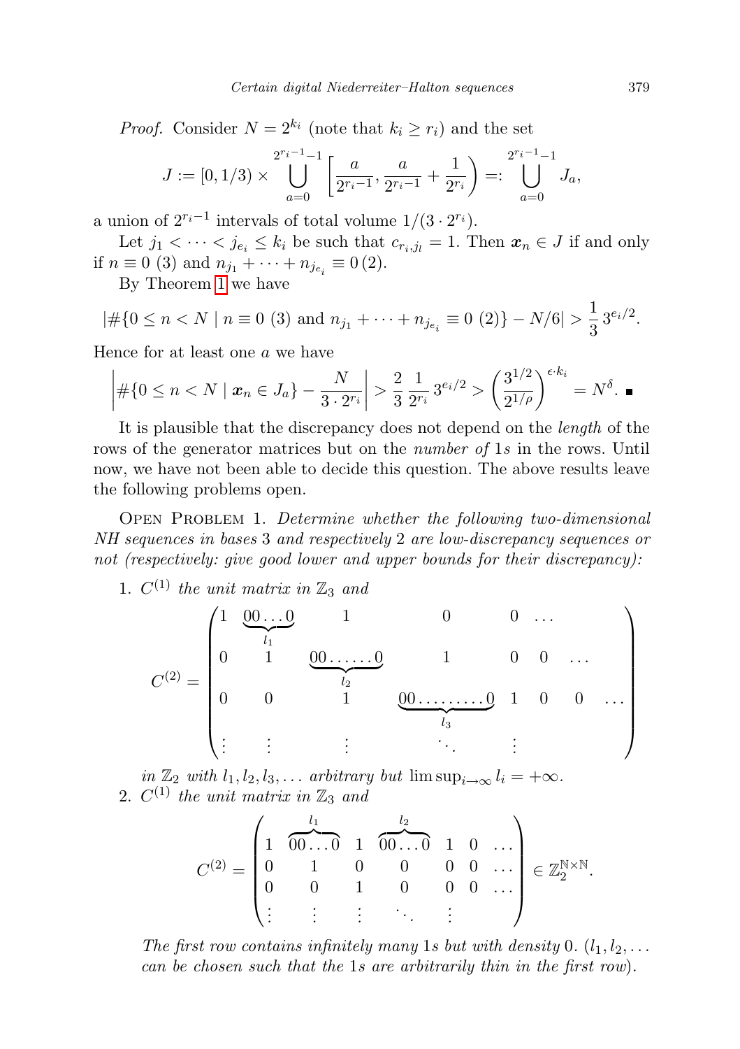*Proof.* Consider $N = 2^{k_i}$ (note that $k_i \geq r_i$) and the set

$$J := [0, 1/3) \times \bigcup_{a=0}^{2^{r_i-1}-1} \left[\frac{a}{2^{r_i-1}}, \frac{a}{2^{r_i-1}} + \frac{1}{2^{r_i}}\right) =: \bigcup_{a=0}^{2^{r_i-1}-1} J_a,$$

a union of $2^{r_i-1}$ intervals of total volume $1/(3 \cdot 2^{r_i})$.

Let $j_1 < \cdots < j_{e_i} \leq k_i$ be such that $c_{r_i, j_l} = 1$. Then $\boldsymbol{x}_n \in J$ if and only if $n \equiv 0\ (3)$ and $n_{j_1} + \cdots + n_{j_{e_i}} \equiv 0\,(2)$.

By Theorem 1 we have

$$|\#\{0 \leq n < N \mid n \equiv 0\ (3) \text{ and } n_{j_1} + \cdots + n_{j_{e_i}} \equiv 0\ (2)\} - N/6| > \frac{1}{3}\, 3^{e_i/2}.$$

Hence for at least one $a$ we have

$$\left|\#\{0 \leq n < N \mid \boldsymbol{x}_n \in J_a\} - \frac{N}{3 \cdot 2^{r_i}}\right| > \frac{2}{3}\, \frac{1}{2^{r_i}}\, 3^{e_i/2} > \left(\frac{3^{1/2}}{2^{1/\rho}}\right)^{\epsilon \cdot k_i} = N^{\delta}. \ \blacksquare$$

It is plausible that the discrepancy does not depend on the *length* of the rows of the generator matrices but on the *number of* 1*s* in the rows. Until now, we have not been able to decide this question. The above results leave the following problems open.

Open Problem 1. *Determine whether the following two-dimensional NH sequences in bases* 3 *and respectively* 2 *are low-discrepancy sequences or not (respectively: give good lower and upper bounds for their discrepancy):*

1. $C^{(1)}$ *the unit matrix in* $\mathbb{Z}_3$ *and*

$$C^{(2)} = \begin{pmatrix} 1 & \underbrace{00\ldots0}_{l_1} & 1 & 0 & 0 & \ldots & & \\ 0 & 1 & \underbrace{00\ldots\ldots0}_{l_2} & 1 & 0 & 0 & \ldots & \\ 0 & 0 & 1 & \underbrace{00\ldots\ldots\ldots0}_{l_3} & 1 & 0 & 0 & \ldots \\ \vdots & \vdots & \vdots & \ddots & \vdots & & & \end{pmatrix}$$

*in* $\mathbb{Z}_2$ *with* $l_1, l_2, l_3, \ldots$ *arbitrary but* $\limsup_{i\to\infty} l_i = +\infty$.

2. $C^{(1)}$ *the unit matrix in* $\mathbb{Z}_3$ *and*

$$C^{(2)} = \begin{pmatrix} 1 & \overbrace{00\ldots0}^{l_1} & 1 & \overbrace{00\ldots0}^{l_2} & 1 & 0 & \ldots \\ 0 & 1 & 0 & 0 & 0 & 0 & \ldots \\ 0 & 0 & 1 & 0 & 0 & 0 & \ldots \\ \vdots & \vdots & \vdots & \ddots & \vdots & & \end{pmatrix} \in \mathbb{Z}_2^{\mathbb{N}\times\mathbb{N}}.$$

*The first row contains infinitely many* 1*s but with density* 0. *(*$l_1, l_2, \ldots$ *can be chosen such that the* 1*s are arbitrarily thin in the first row).*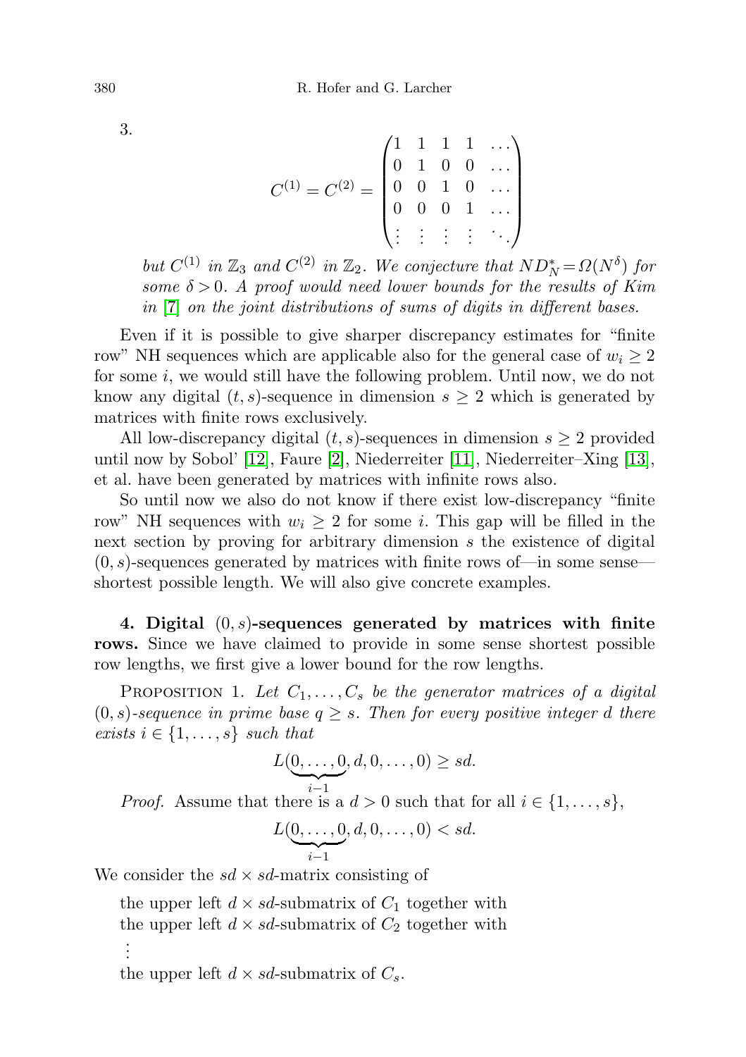3.

$$C^{(1)} = C^{(2)} = \begin{pmatrix} 1 & 1 & 1 & 1 & \dots \\ 0 & 1 & 0 & 0 & \dots \\ 0 & 0 & 1 & 0 & \dots \\ 0 & 0 & 0 & 1 & \dots \\ \vdots & \vdots & \vdots & \vdots & \ddots \end{pmatrix}$$

*but $C^{(1)}$ in $\mathbb{Z}_3$ and $C^{(2)}$ in $\mathbb{Z}_2$. We conjecture that $ND_N^* = \Omega(N^\delta)$ for some $\delta > 0$. A proof would need lower bounds for the results of Kim in [7] on the joint distributions of sums of digits in different bases.*

Even if it is possible to give sharper discrepancy estimates for "finite row" NH sequences which are applicable also for the general case of $w_i \geq 2$ for some $i$, we would still have the following problem. Until now, we do not know any digital $(t, s)$-sequence in dimension $s \geq 2$ which is generated by matrices with finite rows exclusively.

All low-discrepancy digital $(t, s)$-sequences in dimension $s \geq 2$ provided until now by Sobol' [12], Faure [2], Niederreiter [11], Niederreiter–Xing [13], et al. have been generated by matrices with infinite rows also.

So until now we also do not know if there exist low-discrepancy "finite row" NH sequences with $w_i \geq 2$ for some $i$. This gap will be filled in the next section by proving for arbitrary dimension $s$ the existence of digital $(0, s)$-sequences generated by matrices with finite rows of—in some sense—shortest possible length. We will also give concrete examples.

**4. Digital $(0, s)$-sequences generated by matrices with finite rows.** Since we have claimed to provide in some sense shortest possible row lengths, we first give a lower bound for the row lengths.

PROPOSITION 1. *Let $C_1, \dots, C_s$ be the generator matrices of a digital $(0, s)$-sequence in prime base $q \geq s$. Then for every positive integer $d$ there exists $i \in \{1, \dots, s\}$ such that*

$$L(\underbrace{0, \dots, 0}_{i-1}, d, 0, \dots, 0) \geq sd.$$

*Proof.* Assume that there is a $d > 0$ such that for all $i \in \{1, \dots, s\}$,

$$L(\underbrace{0, \dots, 0}_{i-1}, d, 0, \dots, 0) < sd.$$

We consider the $sd \times sd$-matrix consisting of

the upper left $d \times sd$-submatrix of $C_1$ together with
the upper left $d \times sd$-submatrix of $C_2$ together with
$\vdots$
the upper left $d \times sd$-submatrix of $C_s$.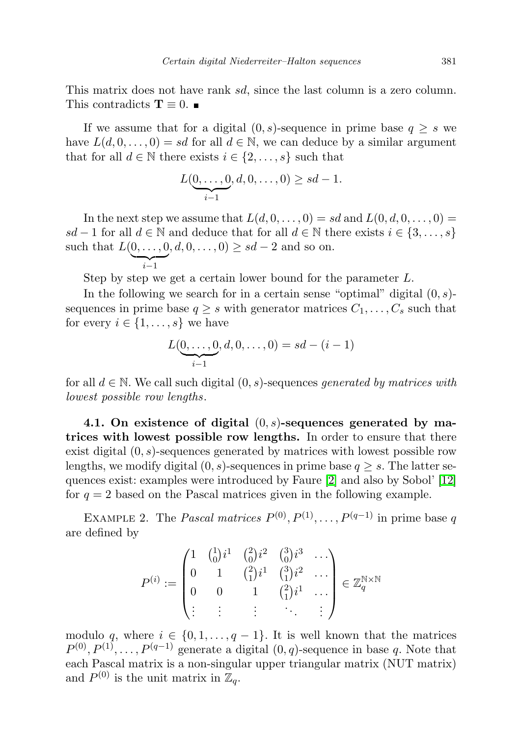This matrix does not have rank $sd$, since the last column is a zero column. This contradicts $\mathbf{T} \equiv 0$. ∎

If we assume that for a digital $(0, s)$-sequence in prime base $q \geq s$ we have $L(d, 0, \ldots, 0) = sd$ for all $d \in \mathbb{N}$, we can deduce by a similar argument that for all $d \in \mathbb{N}$ there exists $i \in \{2, \ldots, s\}$ such that

$$L(\underbrace{0, \ldots, 0}_{i-1}, d, 0, \ldots, 0) \geq sd - 1.$$

In the next step we assume that $L(d, 0, \ldots, 0) = sd$ and $L(0, d, 0, \ldots, 0) = sd - 1$ for all $d \in \mathbb{N}$ and deduce that for all $d \in \mathbb{N}$ there exists $i \in \{3, \ldots, s\}$ such that $L(\underbrace{0, \ldots, 0}_{i-1}, d, 0, \ldots, 0) \geq sd - 2$ and so on.

Step by step we get a certain lower bound for the parameter $L$.

In the following we search for in a certain sense "optimal" digital $(0, s)$-sequences in prime base $q \geq s$ with generator matrices $C_1, \ldots, C_s$ such that for every $i \in \{1, \ldots, s\}$ we have

$$L(\underbrace{0, \ldots, 0}_{i-1}, d, 0, \ldots, 0) = sd - (i - 1)$$

for all $d \in \mathbb{N}$. We call such digital $(0, s)$-sequences *generated by matrices with lowest possible row lengths*.

**4.1. On existence of digital $(0, s)$-sequences generated by matrices with lowest possible row lengths.** In order to ensure that there exist digital $(0, s)$-sequences generated by matrices with lowest possible row lengths, we modify digital $(0, s)$-sequences in prime base $q \geq s$. The latter sequences exist: examples were introduced by Faure [2] and also by Sobol' [12] for $q = 2$ based on the Pascal matrices given in the following example.

EXAMPLE 2. The *Pascal matrices* $P^{(0)}, P^{(1)}, \ldots, P^{(q-1)}$ in prime base $q$ are defined by

$$P^{(i)} := \begin{pmatrix} 1 & \binom{1}{0} i^1 & \binom{2}{0} i^2 & \binom{3}{0} i^3 & \ldots \\ 0 & 1 & \binom{2}{1} i^1 & \binom{3}{1} i^2 & \ldots \\ 0 & 0 & 1 & \binom{2}{1} i^1 & \ldots \\ \vdots & \vdots & \vdots & \ddots & \vdots \end{pmatrix} \in \mathbb{Z}_q^{\mathbb{N} \times \mathbb{N}}$$

modulo $q$, where $i \in \{0, 1, \ldots, q - 1\}$. It is well known that the matrices $P^{(0)}, P^{(1)}, \ldots, P^{(q-1)}$ generate a digital $(0, q)$-sequence in base $q$. Note that each Pascal matrix is a non-singular upper triangular matrix (NUT matrix) and $P^{(0)}$ is the unit matrix in $\mathbb{Z}_q$.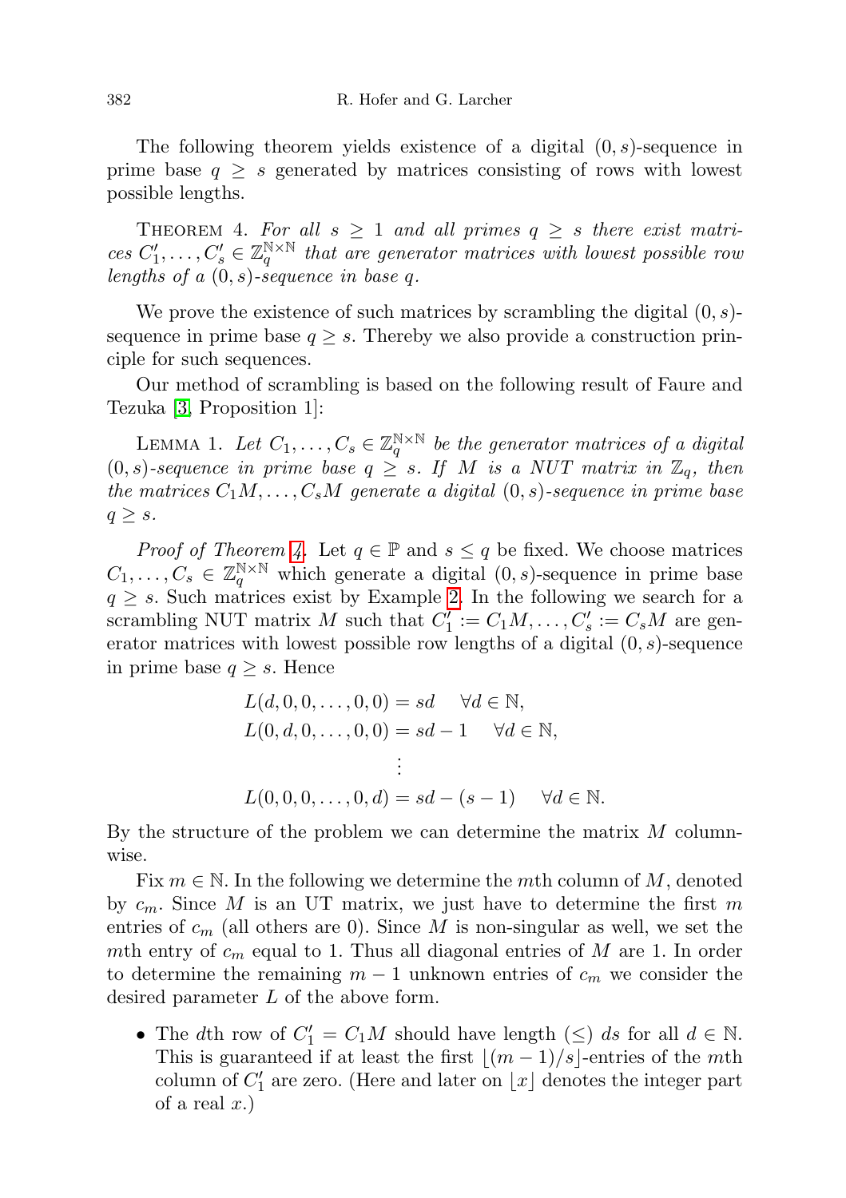The following theorem yields existence of a digital $(0, s)$-sequence in prime base $q \geq s$ generated by matrices consisting of rows with lowest possible lengths.

THEOREM 4. *For all $s \geq 1$ and all primes $q \geq s$ there exist matrices $C_1', \ldots, C_s' \in \mathbb{Z}_q^{\mathbb{N}\times\mathbb{N}}$ that are generator matrices with lowest possible row lengths of a $(0, s)$-sequence in base $q$.*

We prove the existence of such matrices by scrambling the digital $(0, s)$-sequence in prime base $q \geq s$. Thereby we also provide a construction principle for such sequences.

Our method of scrambling is based on the following result of Faure and Tezuka [3, Proposition 1]:

LEMMA 1. *Let $C_1, \ldots, C_s \in \mathbb{Z}_q^{\mathbb{N}\times\mathbb{N}}$ be the generator matrices of a digital $(0, s)$-sequence in prime base $q \geq s$. If $M$ is a NUT matrix in $\mathbb{Z}_q$, then the matrices $C_1 M, \ldots, C_s M$ generate a digital $(0, s)$-sequence in prime base $q \geq s$.*

*Proof of Theorem 4.* Let $q \in \mathbb{P}$ and $s \leq q$ be fixed. We choose matrices $C_1, \ldots, C_s \in \mathbb{Z}_q^{\mathbb{N}\times\mathbb{N}}$ which generate a digital $(0, s)$-sequence in prime base $q \geq s$. Such matrices exist by Example 2. In the following we search for a scrambling NUT matrix $M$ such that $C_1' := C_1 M, \ldots, C_s' := C_s M$ are generator matrices with lowest possible row lengths of a digital $(0, s)$-sequence in prime base $q \geq s$. Hence

$$
\begin{aligned}
L(d, 0, 0, \ldots, 0, 0) &= sd \quad \forall d \in \mathbb{N}, \\
L(0, d, 0, \ldots, 0, 0) &= sd - 1 \quad \forall d \in \mathbb{N}, \\
&\vdots \\
L(0, 0, 0, \ldots, 0, d) &= sd - (s - 1) \quad \forall d \in \mathbb{N}.
\end{aligned}
$$

By the structure of the problem we can determine the matrix $M$ columnwise.

Fix $m \in \mathbb{N}$. In the following we determine the $m$th column of $M$, denoted by $c_m$. Since $M$ is an UT matrix, we just have to determine the first $m$ entries of $c_m$ (all others are 0). Since $M$ is non-singular as well, we set the $m$th entry of $c_m$ equal to 1. Thus all diagonal entries of $M$ are 1. In order to determine the remaining $m - 1$ unknown entries of $c_m$ we consider the desired parameter $L$ of the above form.

- The $d$th row of $C_1' = C_1 M$ should have length $(\leq)$ $ds$ for all $d \in \mathbb{N}$. This is guaranteed if at least the first $\lfloor (m - 1)/s \rfloor$-entries of the $m$th column of $C_1'$ are zero. (Here and later on $\lfloor x \rfloor$ denotes the integer part of a real $x$.)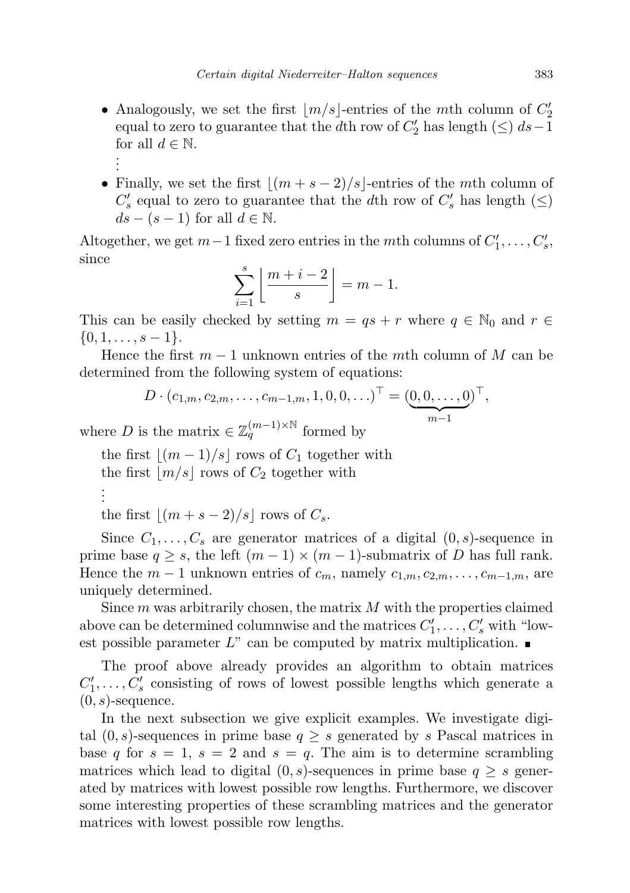- Analogously, we set the first $\lfloor m/s \rfloor$-entries of the $m$th column of $C_2'$ equal to zero to guarantee that the $d$th row of $C_2'$ has length $(\leq)$ $ds - 1$ for all $d \in \mathbb{N}$.

  $\vdots$

- Finally, we set the first $\lfloor (m+s-2)/s \rfloor$-entries of the $m$th column of $C_s'$ equal to zero to guarantee that the $d$th row of $C_s'$ has length $(\leq)$ $ds - (s-1)$ for all $d \in \mathbb{N}$.

Altogether, we get $m-1$ fixed zero entries in the $m$th columns of $C_1', \ldots, C_s'$, since

$$\sum_{i=1}^{s} \left\lfloor \frac{m+i-2}{s} \right\rfloor = m-1.$$

This can be easily checked by setting $m = qs + r$ where $q \in \mathbb{N}_0$ and $r \in \{0, 1, \ldots, s-1\}$.

Hence the first $m-1$ unknown entries of the $m$th column of $M$ can be determined from the following system of equations:

$$D \cdot (c_{1,m}, c_{2,m}, \ldots, c_{m-1,m}, 1, 0, 0, \ldots)^\top = (\underbrace{0, 0, \ldots, 0}_{m-1})^\top,$$

where $D$ is the matrix $\in \mathbb{Z}_q^{(m-1)\times\mathbb{N}}$ formed by

the first $\lfloor (m-1)/s \rfloor$ rows of $C_1$ together with
the first $\lfloor m/s \rfloor$ rows of $C_2$ together with
$\vdots$
the first $\lfloor (m+s-2)/s \rfloor$ rows of $C_s$.

Since $C_1, \ldots, C_s$ are generator matrices of a digital $(0, s)$-sequence in prime base $q \geq s$, the left $(m-1) \times (m-1)$-submatrix of $D$ has full rank. Hence the $m-1$ unknown entries of $c_m$, namely $c_{1,m}, c_{2,m}, \ldots, c_{m-1,m}$, are uniquely determined.

Since $m$ was arbitrarily chosen, the matrix $M$ with the properties claimed above can be determined columnwise and the matrices $C_1', \ldots, C_s'$ with "lowest possible parameter $L$" can be computed by matrix multiplication. ∎

The proof above already provides an algorithm to obtain matrices $C_1', \ldots, C_s'$ consisting of rows of lowest possible lengths which generate a $(0, s)$-sequence.

In the next subsection we give explicit examples. We investigate digital $(0, s)$-sequences in prime base $q \geq s$ generated by $s$ Pascal matrices in base $q$ for $s = 1$, $s = 2$ and $s = q$. The aim is to determine scrambling matrices which lead to digital $(0, s)$-sequences in prime base $q \geq s$ generated by matrices with lowest possible row lengths. Furthermore, we discover some interesting properties of these scrambling matrices and the generator matrices with lowest possible row lengths.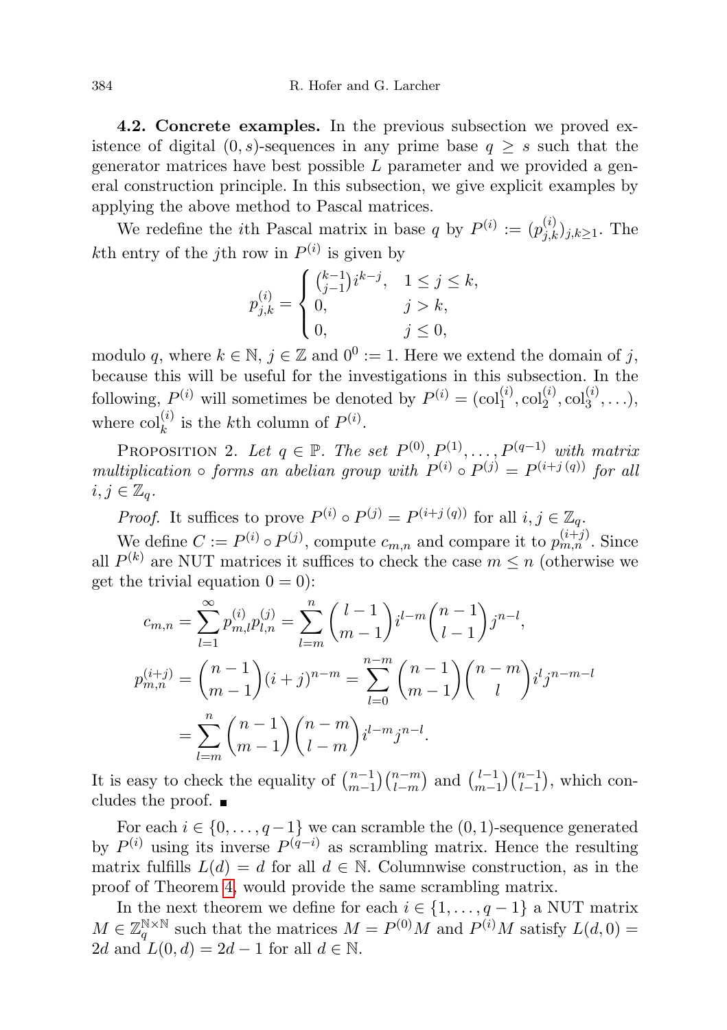**4.2. Concrete examples.** In the previous subsection we proved existence of digital $(0, s)$-sequences in any prime base $q \geq s$ such that the generator matrices have best possible $L$ parameter and we provided a general construction principle. In this subsection, we give explicit examples by applying the above method to Pascal matrices.

We redefine the $i$th Pascal matrix in base $q$ by $P^{(i)} := (p^{(i)}_{j,k})_{j,k\geq 1}$. The $k$th entry of the $j$th row in $P^{(i)}$ is given by

$$p^{(i)}_{j,k} = \begin{cases} \binom{k-1}{j-1} i^{k-j}, & 1 \leq j \leq k, \\ 0, & j > k, \\ 0, & j \leq 0, \end{cases}$$

modulo $q$, where $k \in \mathbb{N}$, $j \in \mathbb{Z}$ and $0^0 := 1$. Here we extend the domain of $j$, because this will be useful for the investigations in this subsection. In the following, $P^{(i)}$ will sometimes be denoted by $P^{(i)} = (\mathrm{col}^{(i)}_1, \mathrm{col}^{(i)}_2, \mathrm{col}^{(i)}_3, \ldots)$, where $\mathrm{col}^{(i)}_k$ is the $k$th column of $P^{(i)}$.

Proposition 2. *Let $q \in \mathbb{P}$. The set $P^{(0)}, P^{(1)}, \ldots, P^{(q-1)}$ with matrix multiplication $\circ$ forms an abelian group with $P^{(i)} \circ P^{(j)} = P^{(i+j\,(q))}$ for all $i, j \in \mathbb{Z}_q$.*

*Proof.* It suffices to prove $P^{(i)} \circ P^{(j)} = P^{(i+j\,(q))}$ for all $i, j \in \mathbb{Z}_q$.

We define $C := P^{(i)} \circ P^{(j)}$, compute $c_{m,n}$ and compare it to $p^{(i+j)}_{m,n}$. Since all $P^{(k)}$ are NUT matrices it suffices to check the case $m \leq n$ (otherwise we get the trivial equation $0 = 0$):

$$c_{m,n} = \sum_{l=1}^{\infty} p^{(i)}_{m,l} p^{(j)}_{l,n} = \sum_{l=m}^{n} \binom{l-1}{m-1} i^{l-m} \binom{n-1}{l-1} j^{n-l},$$

$$p^{(i+j)}_{m,n} = \binom{n-1}{m-1}(i+j)^{n-m} = \sum_{l=0}^{n-m} \binom{n-1}{m-1}\binom{n-m}{l} i^l j^{n-m-l}$$

$$= \sum_{l=m}^{n} \binom{n-1}{m-1}\binom{n-m}{l-m} i^{l-m} j^{n-l}.$$

It is easy to check the equality of $\binom{n-1}{m-1}\binom{n-m}{l-m}$ and $\binom{l-1}{m-1}\binom{n-1}{l-1}$, which concludes the proof. ∎

For each $i \in \{0, \ldots, q-1\}$ we can scramble the $(0,1)$-sequence generated by $P^{(i)}$ using its inverse $P^{(q-i)}$ as scrambling matrix. Hence the resulting matrix fulfills $L(d) = d$ for all $d \in \mathbb{N}$. Columnwise construction, as in the proof of Theorem 4, would provide the same scrambling matrix.

In the next theorem we define for each $i \in \{1, \ldots, q-1\}$ a NUT matrix $M \in \mathbb{Z}_q^{\mathbb{N}\times\mathbb{N}}$ such that the matrices $M = P^{(0)}M$ and $P^{(i)}M$ satisfy $L(d, 0) = 2d$ and $L(0, d) = 2d - 1$ for all $d \in \mathbb{N}$.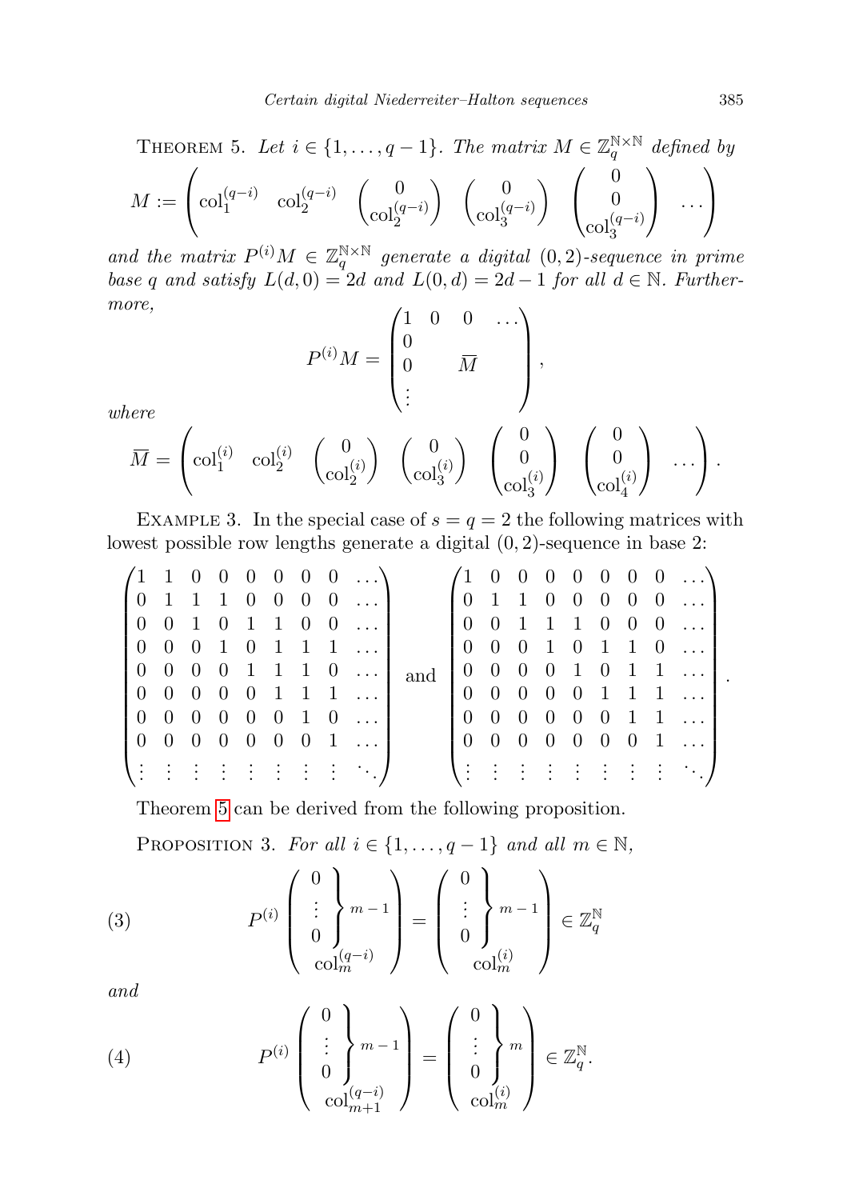Theorem 5. *Let $i \in \{1, \ldots, q-1\}$. The matrix $M \in \mathbb{Z}_q^{\mathbb{N}\times\mathbb{N}}$ defined by*

$$M := \begin{pmatrix} \mathrm{col}_1^{(q-i)} & \mathrm{col}_2^{(q-i)} & \begin{pmatrix} 0 \\ \mathrm{col}_2^{(q-i)} \end{pmatrix} & \begin{pmatrix} 0 \\ \mathrm{col}_3^{(q-i)} \end{pmatrix} & \begin{pmatrix} 0 \\ 0 \\ \mathrm{col}_3^{(q-i)} \end{pmatrix} & \ldots \end{pmatrix}$$

*and the matrix $P^{(i)}M \in \mathbb{Z}_q^{\mathbb{N}\times\mathbb{N}}$ generate a digital $(0,2)$-sequence in prime base $q$ and satisfy $L(d,0) = 2d$ and $L(0,d) = 2d-1$ for all $d \in \mathbb{N}$. Furthermore,*

$$P^{(i)}M = \begin{pmatrix} 1 & 0 & 0 & \ldots \\ 0 & & & \\ 0 & & \overline{M} & \\ \vdots & & & \end{pmatrix},$$

*where*

$$\overline{M} = \begin{pmatrix} \mathrm{col}_1^{(i)} & \mathrm{col}_2^{(i)} & \begin{pmatrix} 0 \\ \mathrm{col}_2^{(i)} \end{pmatrix} & \begin{pmatrix} 0 \\ \mathrm{col}_3^{(i)} \end{pmatrix} & \begin{pmatrix} 0 \\ 0 \\ \mathrm{col}_3^{(i)} \end{pmatrix} & \begin{pmatrix} 0 \\ 0 \\ \mathrm{col}_4^{(i)} \end{pmatrix} & \ldots \end{pmatrix}.$$

Example 3. In the special case of $s = q = 2$ the following matrices with lowest possible row lengths generate a digital $(0,2)$-sequence in base 2:

$$\begin{pmatrix} 1 & 1 & 0 & 0 & 0 & 0 & 0 & 0 & \ldots \\ 0 & 1 & 1 & 1 & 0 & 0 & 0 & 0 & \ldots \\ 0 & 0 & 1 & 0 & 1 & 1 & 0 & 0 & \ldots \\ 0 & 0 & 0 & 1 & 0 & 1 & 1 & 1 & \ldots \\ 0 & 0 & 0 & 0 & 1 & 1 & 1 & 0 & \ldots \\ 0 & 0 & 0 & 0 & 0 & 1 & 1 & 1 & \ldots \\ 0 & 0 & 0 & 0 & 0 & 0 & 1 & 0 & \ldots \\ 0 & 0 & 0 & 0 & 0 & 0 & 0 & 1 & \ldots \\ \vdots & \vdots & \vdots & \vdots & \vdots & \vdots & \vdots & \vdots & \ddots \end{pmatrix} \text{ and } \begin{pmatrix} 1 & 0 & 0 & 0 & 0 & 0 & 0 & 0 & \ldots \\ 0 & 1 & 1 & 0 & 0 & 0 & 0 & 0 & \ldots \\ 0 & 0 & 1 & 1 & 1 & 0 & 0 & 0 & \ldots \\ 0 & 0 & 0 & 1 & 0 & 1 & 1 & 0 & \ldots \\ 0 & 0 & 0 & 0 & 1 & 0 & 1 & 1 & \ldots \\ 0 & 0 & 0 & 0 & 0 & 1 & 1 & 1 & \ldots \\ 0 & 0 & 0 & 0 & 0 & 0 & 1 & 1 & \ldots \\ 0 & 0 & 0 & 0 & 0 & 0 & 0 & 1 & \ldots \\ \vdots & \vdots & \vdots & \vdots & \vdots & \vdots & \vdots & \vdots & \ddots \end{pmatrix}.$$

Theorem 5 can be derived from the following proposition.

Proposition 3. *For all $i \in \{1, \ldots, q-1\}$ and all $m \in \mathbb{N}$,*

$$P^{(i)} \begin{pmatrix} \left.\begin{matrix} 0 \\ \vdots \\ 0 \end{matrix}\right\} m-1 \\ \mathrm{col}_m^{(q-i)} \end{pmatrix} = \begin{pmatrix} \left.\begin{matrix} 0 \\ \vdots \\ 0 \end{matrix}\right\} m-1 \\ \mathrm{col}_m^{(i)} \end{pmatrix} \in \mathbb{Z}_q^{\mathbb{N}} \tag{3}$$

*and*

$$P^{(i)} \begin{pmatrix} \left.\begin{matrix} 0 \\ \vdots \\ 0 \end{matrix}\right\} m-1 \\ \mathrm{col}_{m+1}^{(q-i)} \end{pmatrix} = \begin{pmatrix} \left.\begin{matrix} 0 \\ \vdots \\ 0 \end{matrix}\right\} m \\ \mathrm{col}_m^{(i)} \end{pmatrix} \in \mathbb{Z}_q^{\mathbb{N}}. \tag{4}$$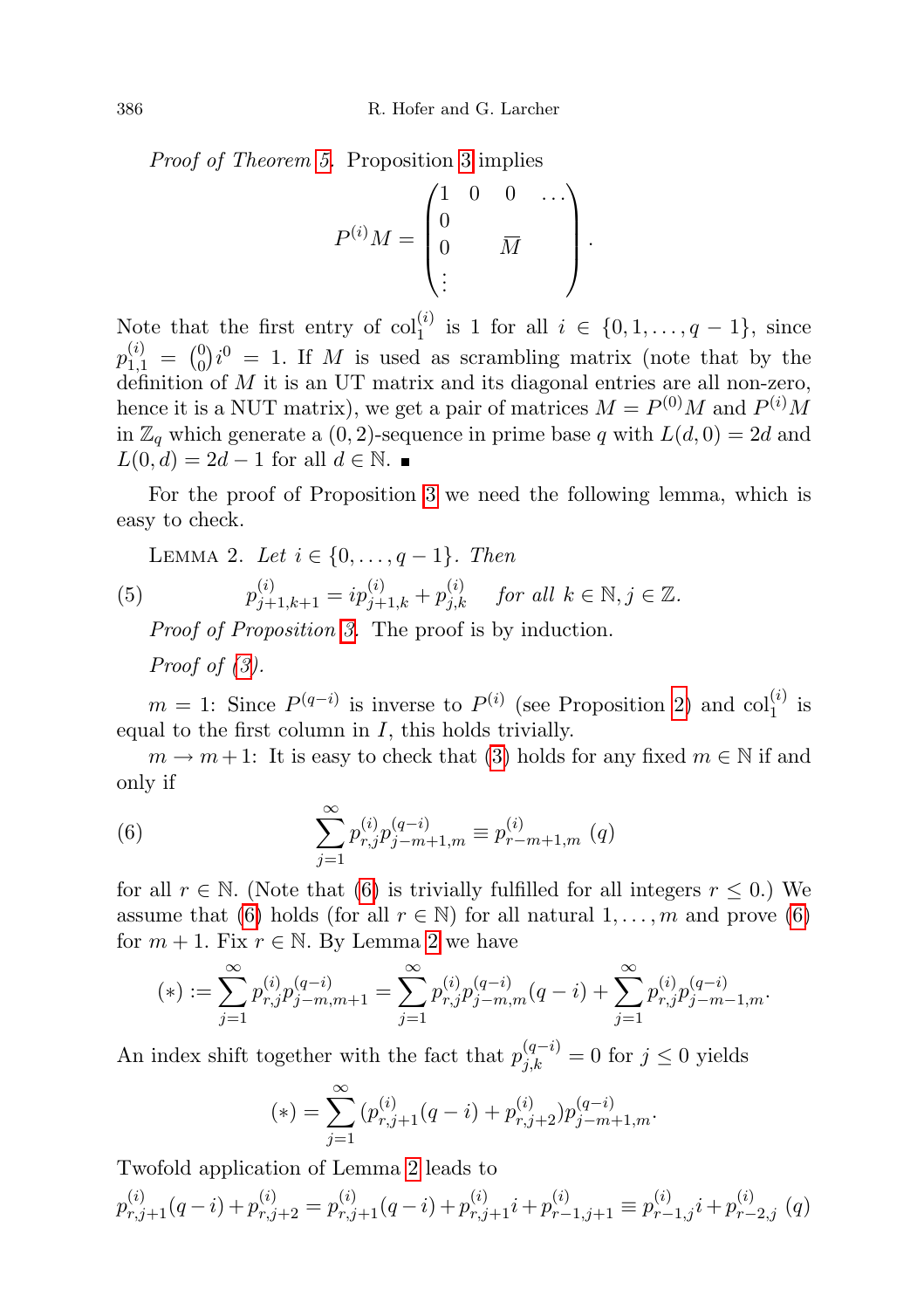*Proof of Theorem 5.* Proposition 3 implies

$$P^{(i)}M = \begin{pmatrix} 1 & 0 & 0 & \dots \\ 0 & & & \\ 0 & & \overline{M} & \\ \vdots & & & \end{pmatrix}.$$

Note that the first entry of $\mathrm{col}_1^{(i)}$ is 1 for all $i \in \{0,1,\dots,q-1\}$, since $p_{1,1}^{(i)} = \binom{0}{0} i^0 = 1$. If $M$ is used as scrambling matrix (note that by the definition of $M$ it is an UT matrix and its diagonal entries are all non-zero, hence it is a NUT matrix), we get a pair of matrices $M = P^{(0)}M$ and $P^{(i)}M$ in $\mathbb{Z}_q$ which generate a $(0,2)$-sequence in prime base $q$ with $L(d,0) = 2d$ and $L(0,d) = 2d-1$ for all $d \in \mathbb{N}$. ∎

For the proof of Proposition 3 we need the following lemma, which is easy to check.

LEMMA 2. *Let $i \in \{0,\dots,q-1\}$. Then*

$$p_{j+1,k+1}^{(i)} = ip_{j+1,k}^{(i)} + p_{j,k}^{(i)} \quad \textit{for all } k \in \mathbb{N}, j \in \mathbb{Z}. \tag{5}$$

*Proof of Proposition 3.* The proof is by induction.

*Proof of (3).*

$m = 1$: Since $P^{(q-i)}$ is inverse to $P^{(i)}$ (see Proposition 2) and $\mathrm{col}_1^{(i)}$ is equal to the first column in $I$, this holds trivially.

$m \to m+1$: It is easy to check that (3) holds for any fixed $m \in \mathbb{N}$ if and only if

$$\sum_{j=1}^{\infty} p_{r,j}^{(i)} p_{j-m+1,m}^{(q-i)} \equiv p_{r-m+1,m}^{(i)} \ (q) \tag{6}$$

for all $r \in \mathbb{N}$. (Note that (6) is trivially fulfilled for all integers $r \le 0$.) We assume that (6) holds (for all $r \in \mathbb{N}$) for all natural $1,\dots,m$ and prove (6) for $m+1$. Fix $r \in \mathbb{N}$. By Lemma 2 we have

$$(*) := \sum_{j=1}^{\infty} p_{r,j}^{(i)} p_{j-m,m+1}^{(q-i)} = \sum_{j=1}^{\infty} p_{r,j}^{(i)} p_{j-m,m}^{(q-i)}(q-i) + \sum_{j=1}^{\infty} p_{r,j}^{(i)} p_{j-m-1,m}^{(q-i)}.$$

An index shift together with the fact that $p_{j,k}^{(q-i)} = 0$ for $j \le 0$ yields

$$(*) = \sum_{j=1}^{\infty} (p_{r,j+1}^{(i)}(q-i) + p_{r,j+2}^{(i)}) p_{j-m+1,m}^{(q-i)}.$$

Twofold application of Lemma 2 leads to

$$p_{r,j+1}^{(i)}(q-i) + p_{r,j+2}^{(i)} = p_{r,j+1}^{(i)}(q-i) + p_{r,j+1}^{(i)} i + p_{r-1,j+1}^{(i)} \equiv p_{r-1,j}^{(i)} i + p_{r-2,j}^{(i)} \ (q)$$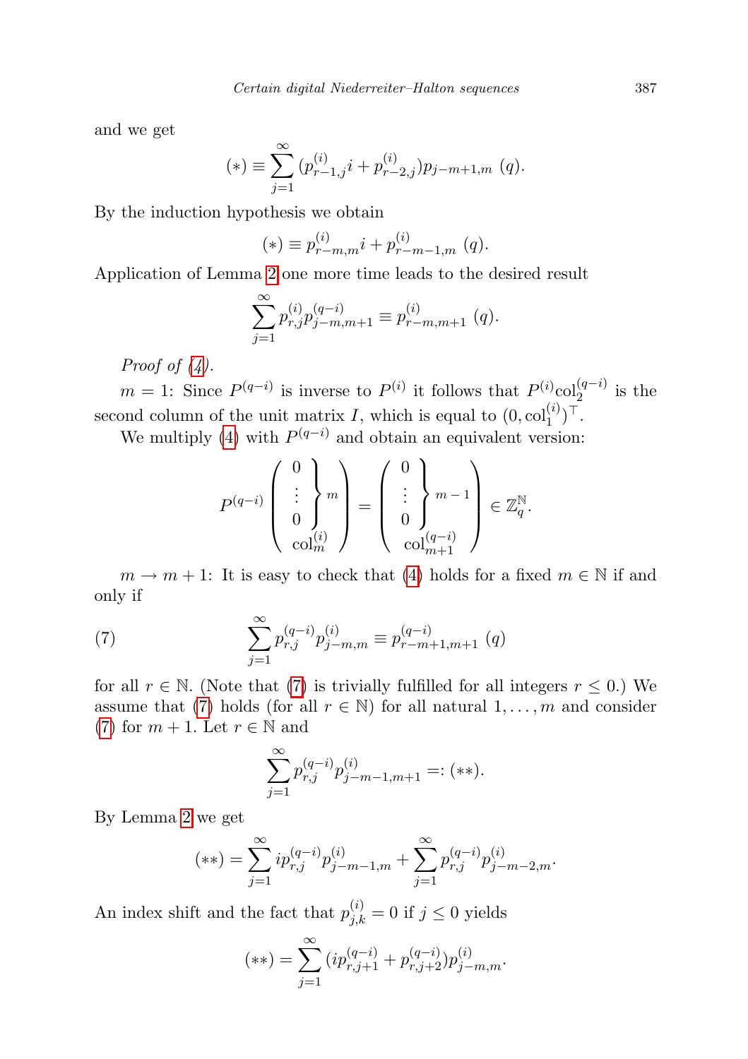and we get

$$(*) \equiv \sum_{j=1}^{\infty} (p_{r-1,j}^{(i)} i + p_{r-2,j}^{(i)}) p_{j-m+1,m} \ (q).$$

By the induction hypothesis we obtain

$$(*) \equiv p_{r-m,m}^{(i)} i + p_{r-m-1,m}^{(i)} \ (q).$$

Application of Lemma 2 one more time leads to the desired result

$$\sum_{j=1}^{\infty} p_{r,j}^{(i)} p_{j-m,m+1}^{(q-i)} \equiv p_{r-m,m+1}^{(i)} \ (q).$$

*Proof of (4).*

$m = 1$: Since $P^{(q-i)}$ is inverse to $P^{(i)}$ it follows that $P^{(i)}\mathrm{col}_2^{(q-i)}$ is the second column of the unit matrix $I$, which is equal to $(0, \mathrm{col}_1^{(i)})^\top$.

We multiply (4) with $P^{(q-i)}$ and obtain an equivalent version:

$$P^{(q-i)} \begin{pmatrix} \left.\begin{matrix} 0 \\ \vdots \\ 0 \end{matrix}\right\} m \\ \mathrm{col}_m^{(i)} \end{pmatrix} = \begin{pmatrix} \left.\begin{matrix} 0 \\ \vdots \\ 0 \end{matrix}\right\} m-1 \\ \mathrm{col}_{m+1}^{(q-i)} \end{pmatrix} \in \mathbb{Z}_q^{\mathbb{N}}.$$

$m \to m+1$: It is easy to check that (4) holds for a fixed $m \in \mathbb{N}$ if and only if

$$\sum_{j=1}^{\infty} p_{r,j}^{(q-i)} p_{j-m,m}^{(i)} \equiv p_{r-m+1,m+1}^{(q-i)} \ (q) \tag{7}$$

for all $r \in \mathbb{N}$. (Note that (7) is trivially fulfilled for all integers $r \leq 0$.) We assume that (7) holds (for all $r \in \mathbb{N}$) for all natural $1, \ldots, m$ and consider (7) for $m+1$. Let $r \in \mathbb{N}$ and

$$\sum_{j=1}^{\infty} p_{r,j}^{(q-i)} p_{j-m-1,m+1}^{(i)} =: (**).$$

By Lemma 2 we get

$$(**) = \sum_{j=1}^{\infty} i p_{r,j}^{(q-i)} p_{j-m-1,m}^{(i)} + \sum_{j=1}^{\infty} p_{r,j}^{(q-i)} p_{j-m-2,m}^{(i)}.$$

An index shift and the fact that $p_{j,k}^{(i)} = 0$ if $j \leq 0$ yields

$$(**) = \sum_{j=1}^{\infty} (i p_{r,j+1}^{(q-i)} + p_{r,j+2}^{(q-i)}) p_{j-m,m}^{(i)}.$$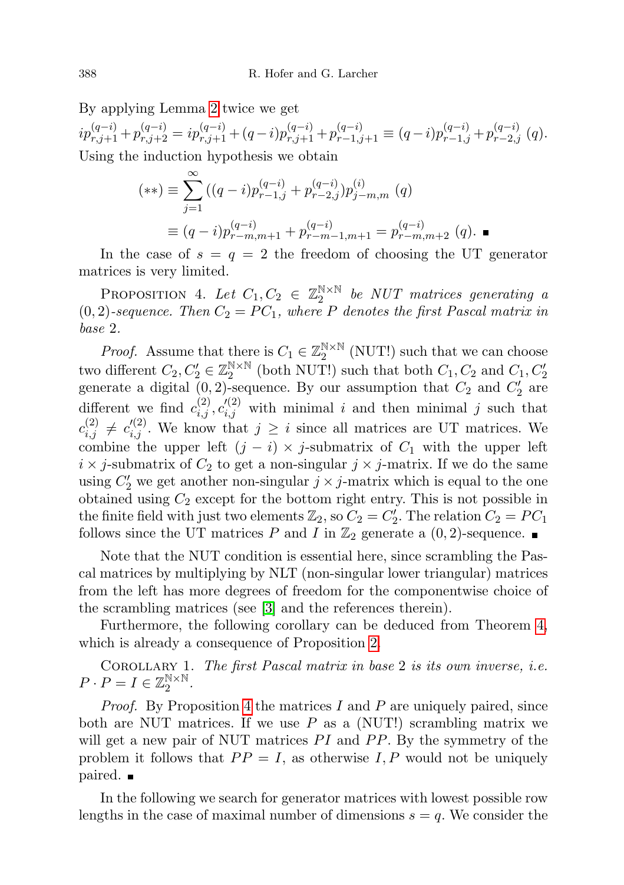By applying Lemma 2 twice we get

$$ip^{(q-i)}_{r,j+1}+p^{(q-i)}_{r,j+2} = ip^{(q-i)}_{r,j+1}+(q-i)p^{(q-i)}_{r,j+1}+p^{(q-i)}_{r-1,j+1} \equiv (q-i)p^{(q-i)}_{r-1,j}+p^{(q-i)}_{r-2,j}\ (q).$$

Using the induction hypothesis we obtain

$$\begin{aligned}(**) &\equiv \sum_{j=1}^{\infty}((q-i)p^{(q-i)}_{r-1,j}+p^{(q-i)}_{r-2,j})p^{(i)}_{j-m,m}\ (q)\\ &\equiv (q-i)p^{(q-i)}_{r-m,m+1}+p^{(q-i)}_{r-m-1,m+1} = p^{(q-i)}_{r-m,m+2}\ (q). \ \blacksquare\end{aligned}$$

In the case of $s = q = 2$ the freedom of choosing the UT generator matrices is very limited.

PROPOSITION 4. *Let $C_1, C_2 \in \mathbb{Z}_2^{\mathbb{N}\times\mathbb{N}}$ be NUT matrices generating a $(0,2)$-sequence. Then $C_2 = PC_1$, where $P$ denotes the first Pascal matrix in base* 2.

*Proof.* Assume that there is $C_1 \in \mathbb{Z}_2^{\mathbb{N}\times\mathbb{N}}$ (NUT!) such that we can choose two different $C_2, C_2' \in \mathbb{Z}_2^{\mathbb{N}\times\mathbb{N}}$ (both NUT!) such that both $C_1, C_2$ and $C_1, C_2'$ generate a digital $(0,2)$-sequence. By our assumption that $C_2$ and $C_2'$ are different we find $c^{(2)}_{i,j}, c'^{(2)}_{i,j}$ with minimal $i$ and then minimal $j$ such that $c^{(2)}_{i,j} \neq c'^{(2)}_{i,j}$. We know that $j \geq i$ since all matrices are UT matrices. We combine the upper left $(j-i)\times j$-submatrix of $C_1$ with the upper left $i \times j$-submatrix of $C_2$ to get a non-singular $j\times j$-matrix. If we do the same using $C_2'$ we get another non-singular $j\times j$-matrix which is equal to the one obtained using $C_2$ except for the bottom right entry. This is not possible in the finite field with just two elements $\mathbb{Z}_2$, so $C_2 = C_2'$. The relation $C_2 = PC_1$ follows since the UT matrices $P$ and $I$ in $\mathbb{Z}_2$ generate a $(0,2)$-sequence. $\blacksquare$

Note that the NUT condition is essential here, since scrambling the Pascal matrices by multiplying by NLT (non-singular lower triangular) matrices from the left has more degrees of freedom for the componentwise choice of the scrambling matrices (see [3] and the references therein).

Furthermore, the following corollary can be deduced from Theorem 4, which is already a consequence of Proposition 2.

COROLLARY 1. *The first Pascal matrix in base* 2 *is its own inverse, i.e.* $P \cdot P = I \in \mathbb{Z}_2^{\mathbb{N}\times\mathbb{N}}$.

*Proof.* By Proposition 4 the matrices $I$ and $P$ are uniquely paired, since both are NUT matrices. If we use $P$ as a (NUT!) scrambling matrix we will get a new pair of NUT matrices $PI$ and $PP$. By the symmetry of the problem it follows that $PP = I$, as otherwise $I, P$ would not be uniquely paired. $\blacksquare$

In the following we search for generator matrices with lowest possible row lengths in the case of maximal number of dimensions $s = q$. We consider the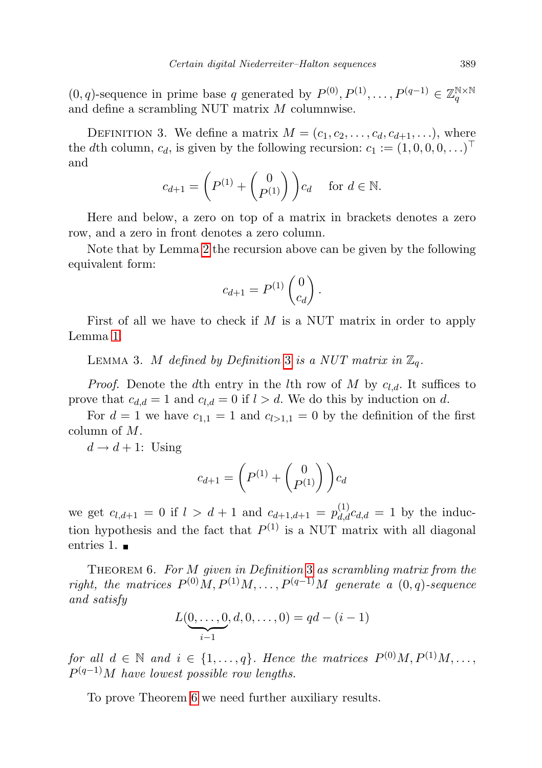$(0,q)$-sequence in prime base $q$ generated by $P^{(0)}, P^{(1)}, \ldots, P^{(q-1)} \in \mathbb{Z}_q^{\mathbb{N}\times\mathbb{N}}$ and define a scrambling NUT matrix $M$ columnwise.

Definition 3. We define a matrix $M = (c_1, c_2, \ldots, c_d, c_{d+1}, \ldots)$, where the $d$th column, $c_d$, is given by the following recursion: $c_1 := (1, 0, 0, 0, \ldots)^\top$ and

$$c_{d+1} = \left(P^{(1)} + \begin{pmatrix} 0 \\ P^{(1)} \end{pmatrix}\right) c_d \quad \text{for } d \in \mathbb{N}.$$

Here and below, a zero on top of a matrix in brackets denotes a zero row, and a zero in front denotes a zero column.

Note that by Lemma 2 the recursion above can be given by the following equivalent form:

$$c_{d+1} = P^{(1)} \begin{pmatrix} 0 \\ c_d \end{pmatrix}.$$

First of all we have to check if $M$ is a NUT matrix in order to apply Lemma 1.

Lemma 3. *$M$ defined by Definition 3 is a NUT matrix in $\mathbb{Z}_q$.*

*Proof.* Denote the $d$th entry in the $l$th row of $M$ by $c_{l,d}$. It suffices to prove that $c_{d,d} = 1$ and $c_{l,d} = 0$ if $l > d$. We do this by induction on $d$.

For $d = 1$ we have $c_{1,1} = 1$ and $c_{l>1,1} = 0$ by the definition of the first column of $M$.

$d \to d+1$: Using

$$c_{d+1} = \left(P^{(1)} + \begin{pmatrix} 0 \\ P^{(1)} \end{pmatrix}\right) c_d$$

we get $c_{l,d+1} = 0$ if $l > d+1$ and $c_{d+1,d+1} = p^{(1)}_{d,d} c_{d,d} = 1$ by the induction hypothesis and the fact that $P^{(1)}$ is a NUT matrix with all diagonal entries 1. ∎

Theorem 6. *For $M$ given in Definition 3 as scrambling matrix from the right, the matrices $P^{(0)}M, P^{(1)}M, \ldots, P^{(q-1)}M$ generate a $(0,q)$-sequence and satisfy*

$$L(\underbrace{0, \ldots, 0}_{i-1}, d, 0, \ldots, 0) = qd - (i-1)$$

*for all $d \in \mathbb{N}$ and $i \in \{1, \ldots, q\}$. Hence the matrices $P^{(0)}M, P^{(1)}M, \ldots, P^{(q-1)}M$ have lowest possible row lengths.*

To prove Theorem 6 we need further auxiliary results.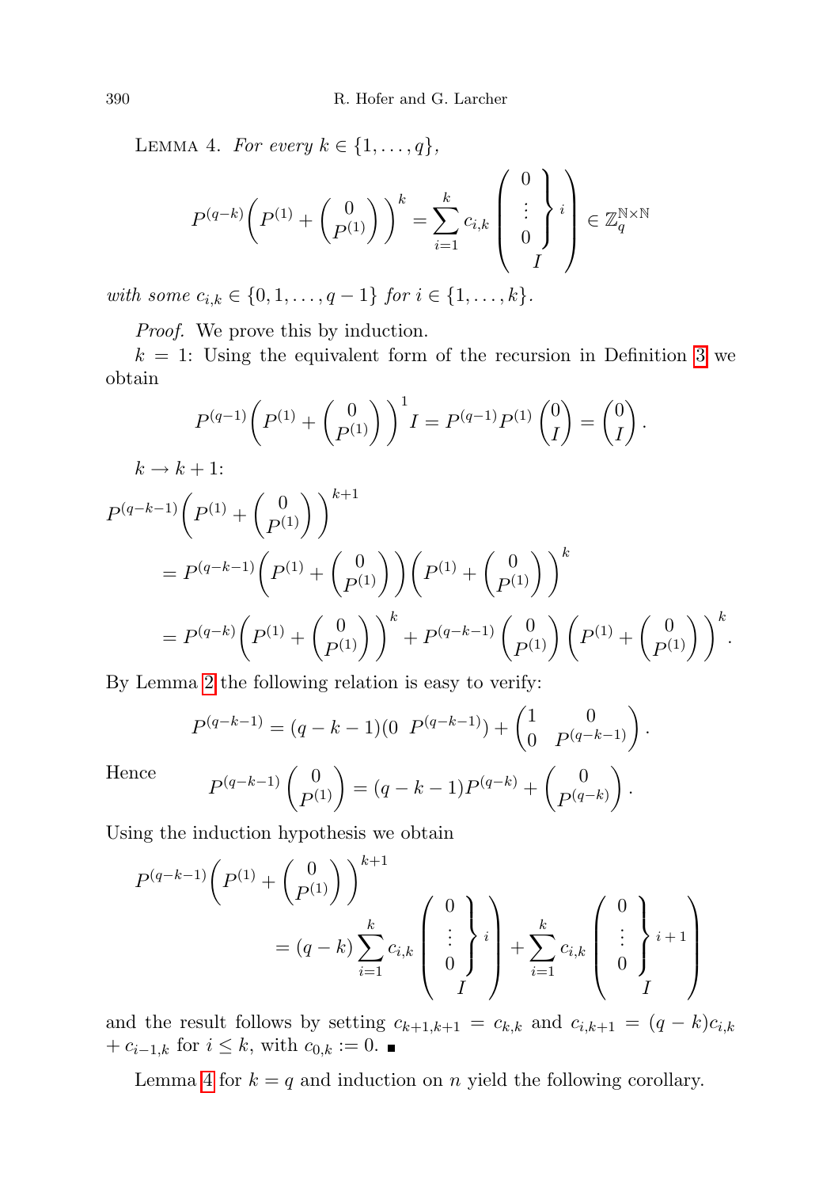LEMMA 4. *For every* $k \in \{1, \dots, q\}$,

$$P^{(q-k)}\left(P^{(1)} + \begin{pmatrix} 0 \\ P^{(1)} \end{pmatrix}\right)^k = \sum_{i=1}^{k} c_{i,k} \left( \begin{array}{c} \left.\begin{array}{c} 0 \\ \vdots \\ 0 \end{array}\right\} i \\ I \end{array} \right) \in \mathbb{Z}_q^{\mathbb{N}\times\mathbb{N}}$$

*with some* $c_{i,k} \in \{0, 1, \dots, q-1\}$ *for* $i \in \{1, \dots, k\}$.

*Proof.* We prove this by induction.

$k = 1$: Using the equivalent form of the recursion in Definition 3 we obtain

$$P^{(q-1)}\left(P^{(1)} + \begin{pmatrix} 0 \\ P^{(1)} \end{pmatrix}\right)^1 I = P^{(q-1)} P^{(1)} \begin{pmatrix} 0 \\ I \end{pmatrix} = \begin{pmatrix} 0 \\ I \end{pmatrix}.$$

$k \to k+1$:

$$\begin{aligned}
P^{(q-k-1)}&\left(P^{(1)} + \begin{pmatrix} 0 \\ P^{(1)} \end{pmatrix}\right)^{k+1} \\
&= P^{(q-k-1)}\left(P^{(1)} + \begin{pmatrix} 0 \\ P^{(1)} \end{pmatrix}\right)\left(P^{(1)} + \begin{pmatrix} 0 \\ P^{(1)} \end{pmatrix}\right)^k \\
&= P^{(q-k)}\left(P^{(1)} + \begin{pmatrix} 0 \\ P^{(1)} \end{pmatrix}\right)^k + P^{(q-k-1)}\begin{pmatrix} 0 \\ P^{(1)} \end{pmatrix}\left(P^{(1)} + \begin{pmatrix} 0 \\ P^{(1)} \end{pmatrix}\right)^k.
\end{aligned}$$

By Lemma 2 the following relation is easy to verify:

$$P^{(q-k-1)} = (q-k-1)(0 \;\; P^{(q-k-1)}) + \begin{pmatrix} 1 & 0 \\ 0 & P^{(q-k-1)} \end{pmatrix}.$$

Hence
$$P^{(q-k-1)}\begin{pmatrix} 0 \\ P^{(1)} \end{pmatrix} = (q-k-1)P^{(q-k)} + \begin{pmatrix} 0 \\ P^{(q-k)} \end{pmatrix}.$$

Using the induction hypothesis we obtain

$$\begin{aligned}
P^{(q-k-1)}&\left(P^{(1)} + \begin{pmatrix} 0 \\ P^{(1)} \end{pmatrix}\right)^{k+1} \\
&= (q-k)\sum_{i=1}^{k} c_{i,k} \left( \begin{array}{c} \left.\begin{array}{c} 0 \\ \vdots \\ 0 \end{array}\right\} i \\ I \end{array} \right) + \sum_{i=1}^{k} c_{i,k} \left( \begin{array}{c} \left.\begin{array}{c} 0 \\ \vdots \\ 0 \end{array}\right\} i+1 \\ I \end{array} \right)
\end{aligned}$$

and the result follows by setting $c_{k+1,k+1} = c_{k,k}$ and $c_{i,k+1} = (q-k)c_{i,k} + c_{i-1,k}$ for $i \le k$, with $c_{0,k} := 0$. ∎

Lemma 4 for $k = q$ and induction on $n$ yield the following corollary.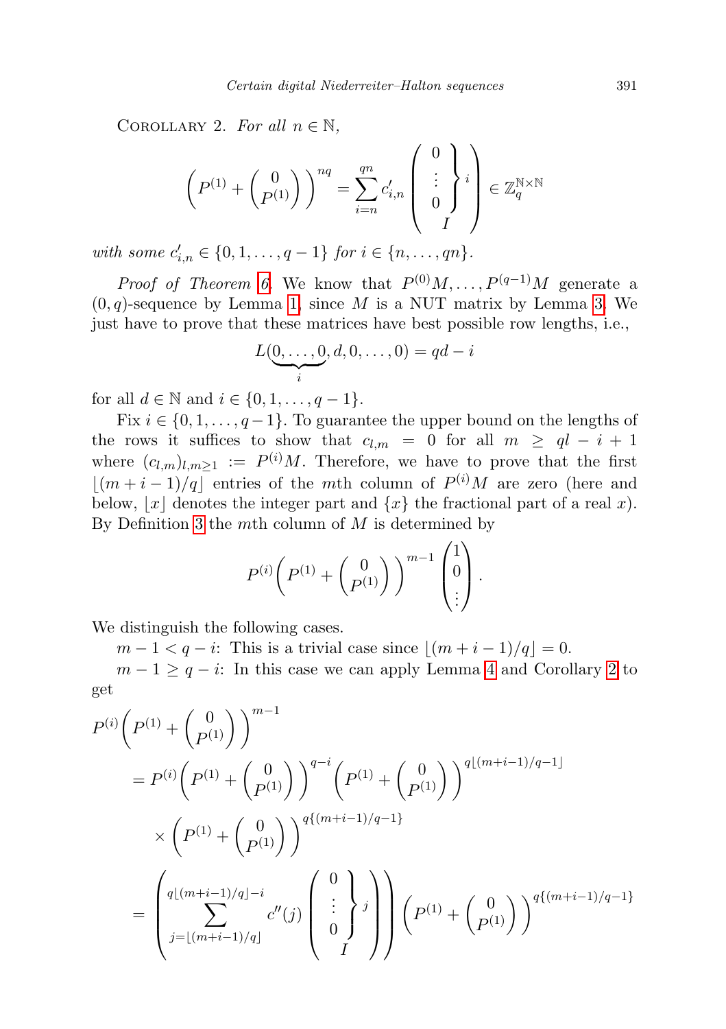COROLLARY 2. *For all $n \in \mathbb{N}$,*

$$\left(P^{(1)} + \begin{pmatrix} 0 \\ P^{(1)} \end{pmatrix}\right)^{nq} = \sum_{i=n}^{qn} c'_{i,n} \begin{pmatrix} \left.\begin{matrix} 0 \\ \vdots \\ 0 \end{matrix}\right\} i \\ I \end{pmatrix} \in \mathbb{Z}_q^{\mathbb{N}\times\mathbb{N}}$$

*with some $c'_{i,n} \in \{0,1,\dots,q-1\}$ for $i \in \{n,\dots,qn\}$.*

*Proof of Theorem 6.* We know that $P^{(0)}M,\dots,P^{(q-1)}M$ generate a $(0,q)$-sequence by Lemma 1, since $M$ is a NUT matrix by Lemma 3. We just have to prove that these matrices have best possible row lengths, i.e.,

$$L(\underbrace{0,\dots,0}_{i},d,0,\dots,0) = qd - i$$

for all $d \in \mathbb{N}$ and $i \in \{0,1,\dots,q-1\}$.

Fix $i \in \{0,1,\dots,q-1\}$. To guarantee the upper bound on the lengths of the rows it suffices to show that $c_{l,m} = 0$ for all $m \geq ql - i + 1$ where $(c_{l,m})_{l,m\geq 1} := P^{(i)}M$. Therefore, we have to prove that the first $\lfloor (m+i-1)/q \rfloor$ entries of the $m$th column of $P^{(i)}M$ are zero (here and below, $\lfloor x \rfloor$ denotes the integer part and $\{x\}$ the fractional part of a real $x$). By Definition 3 the $m$th column of $M$ is determined by

$$P^{(i)}\left(P^{(1)} + \begin{pmatrix} 0 \\ P^{(1)} \end{pmatrix}\right)^{m-1} \begin{pmatrix} 1 \\ 0 \\ \vdots \end{pmatrix}.$$

We distinguish the following cases.

$m - 1 < q - i$: This is a trivial case since $\lfloor (m+i-1)/q \rfloor = 0$.

$m - 1 \geq q - i$: In this case we can apply Lemma 4 and Corollary 2 to get

$$\begin{aligned}
P^{(i)}&\left(P^{(1)} + \begin{pmatrix} 0 \\ P^{(1)} \end{pmatrix}\right)^{m-1} \\
&= P^{(i)}\left(P^{(1)} + \begin{pmatrix} 0 \\ P^{(1)} \end{pmatrix}\right)^{q-i}\left(P^{(1)} + \begin{pmatrix} 0 \\ P^{(1)} \end{pmatrix}\right)^{q\lfloor (m+i-1)/q-1 \rfloor} \\
&\quad \times \left(P^{(1)} + \begin{pmatrix} 0 \\ P^{(1)} \end{pmatrix}\right)^{q\{(m+i-1)/q-1\}} \\
&= \left(\sum_{j=\lfloor (m+i-1)/q \rfloor}^{q\lfloor (m+i-1)/q \rfloor - i} c''(j) \begin{pmatrix} \left.\begin{matrix} 0 \\ \vdots \\ 0 \end{matrix}\right\} j \\ I \end{pmatrix}\right)\left(P^{(1)} + \begin{pmatrix} 0 \\ P^{(1)} \end{pmatrix}\right)^{q\{(m+i-1)/q-1\}}
\end{aligned}$$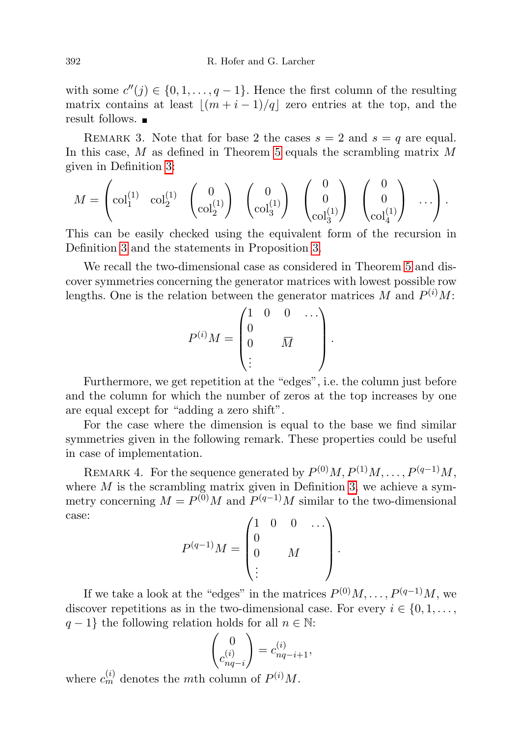with some $c''(j) \in \{0, 1, \ldots, q-1\}$. Hence the first column of the resulting matrix contains at least $\lfloor (m+i-1)/q \rfloor$ zero entries at the top, and the result follows. ∎

Remark 3. Note that for base 2 the cases $s = 2$ and $s = q$ are equal. In this case, $M$ as defined in Theorem 5 equals the scrambling matrix $M$ given in Definition 3:

$$M = \begin{pmatrix} \mathrm{col}_1^{(1)} & \mathrm{col}_2^{(1)} & \begin{pmatrix} 0 \\ \mathrm{col}_2^{(1)} \end{pmatrix} & \begin{pmatrix} 0 \\ \mathrm{col}_3^{(1)} \end{pmatrix} & \begin{pmatrix} 0 \\ 0 \\ \mathrm{col}_3^{(1)} \end{pmatrix} & \begin{pmatrix} 0 \\ 0 \\ \mathrm{col}_4^{(1)} \end{pmatrix} & \ldots \end{pmatrix}.$$

This can be easily checked using the equivalent form of the recursion in Definition 3 and the statements in Proposition 3.

We recall the two-dimensional case as considered in Theorem 5 and discover symmetries concerning the generator matrices with lowest possible row lengths. One is the relation between the generator matrices $M$ and $P^{(i)}M$:

$$P^{(i)}M = \begin{pmatrix} 1 & 0 & 0 & \ldots \\ 0 & & & \\ 0 & & \overline{M} & \\ \vdots & & & \end{pmatrix}.$$

Furthermore, we get repetition at the "edges", i.e. the column just before and the column for which the number of zeros at the top increases by one are equal except for "adding a zero shift".

For the case where the dimension is equal to the base we find similar symmetries given in the following remark. These properties could be useful in case of implementation.

Remark 4. For the sequence generated by $P^{(0)}M, P^{(1)}M, \ldots, P^{(q-1)}M$, where $M$ is the scrambling matrix given in Definition 3, we achieve a symmetry concerning $M = P^{(0)}M$ and $P^{(q-1)}M$ similar to the two-dimensional case:

$$P^{(q-1)}M = \begin{pmatrix} 1 & 0 & 0 & \ldots \\ 0 & & & \\ 0 & & M & \\ \vdots & & & \end{pmatrix}.$$

If we take a look at the "edges" in the matrices $P^{(0)}M, \ldots, P^{(q-1)}M$, we discover repetitions as in the two-dimensional case. For every $i \in \{0, 1, \ldots, q-1\}$ the following relation holds for all $n \in \mathbb{N}$:

$$\begin{pmatrix} 0 \\ c_{nq-i}^{(i)} \end{pmatrix} = c_{nq-i+1}^{(i)},$$

where $c_m^{(i)}$ denotes the $m$th column of $P^{(i)}M$.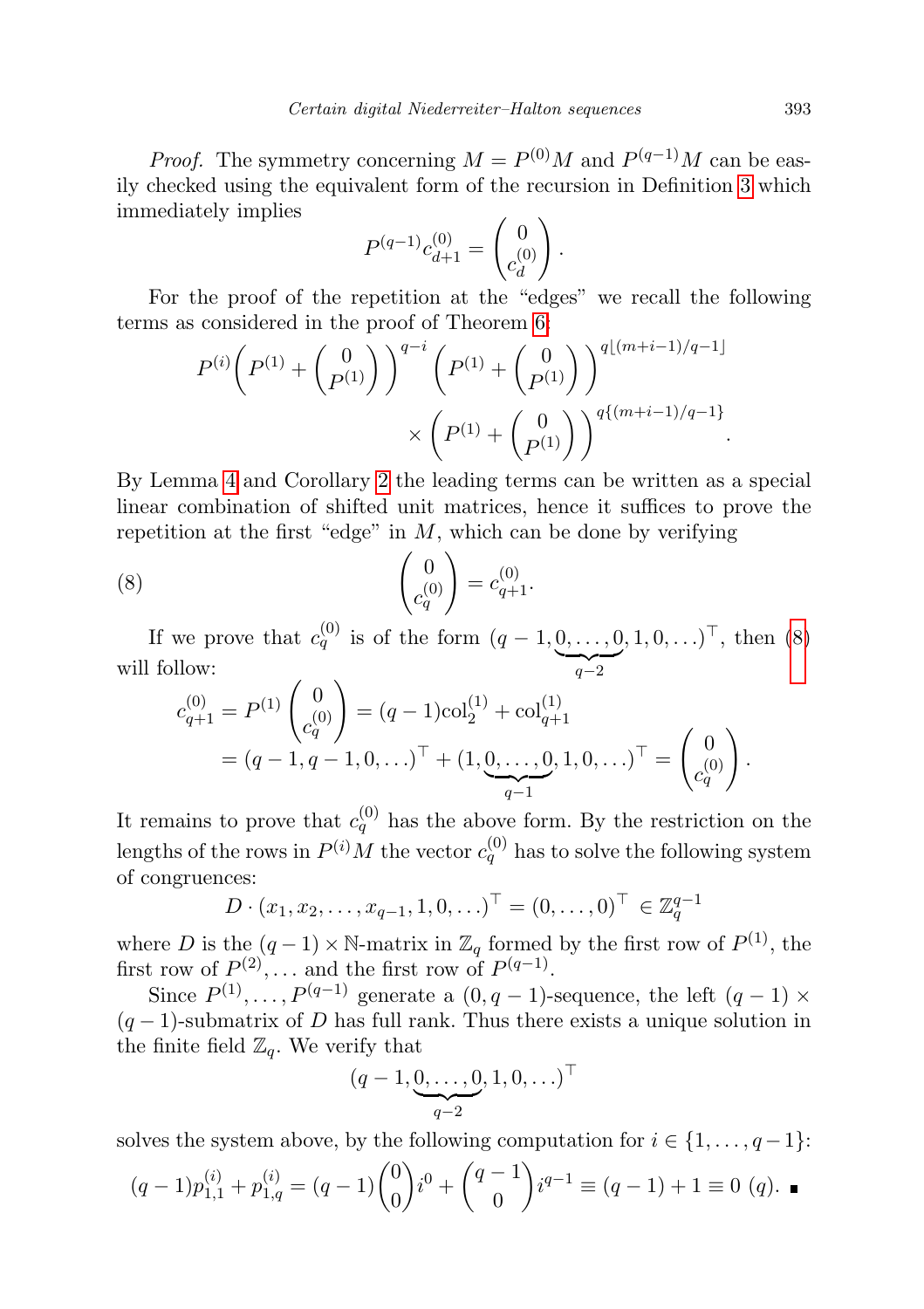*Proof.* The symmetry concerning $M = P^{(0)}M$ and $P^{(q-1)}M$ can be easily checked using the equivalent form of the recursion in Definition 3 which immediately implies

$$P^{(q-1)}c_{d+1}^{(0)} = \begin{pmatrix} 0 \\ c_d^{(0)} \end{pmatrix}.$$

For the proof of the repetition at the "edges" we recall the following terms as considered in the proof of Theorem 6:

$$P^{(i)}\left(P^{(1)} + \begin{pmatrix} 0 \\ P^{(1)} \end{pmatrix}\right)^{q-i}\left(P^{(1)} + \begin{pmatrix} 0 \\ P^{(1)} \end{pmatrix}\right)^{q\lfloor (m+i-1)/q-1\rfloor} \times \left(P^{(1)} + \begin{pmatrix} 0 \\ P^{(1)} \end{pmatrix}\right)^{q\{(m+i-1)/q-1\}}.$$

By Lemma 4 and Corollary 2 the leading terms can be written as a special linear combination of shifted unit matrices, hence it suffices to prove the repetition at the first "edge" in $M$, which can be done by verifying

$$\begin{pmatrix} 0 \\ c_q^{(0)} \end{pmatrix} = c_{q+1}^{(0)}. \tag{8}$$

If we prove that $c_q^{(0)}$ is of the form $(q-1, \underbrace{0,\dots,0}_{q-2}, 1, 0, \dots)^\top$, then (8) will follow:

$$\begin{aligned} c_{q+1}^{(0)} &= P^{(1)}\begin{pmatrix} 0 \\ c_q^{(0)} \end{pmatrix} = (q-1)\mathrm{col}_2^{(1)} + \mathrm{col}_{q+1}^{(1)} \\ &= (q-1, q-1, 0, \dots)^\top + (1, \underbrace{0,\dots,0}_{q-1}, 1, 0, \dots)^\top = \begin{pmatrix} 0 \\ c_q^{(0)} \end{pmatrix}. \end{aligned}$$

It remains to prove that $c_q^{(0)}$ has the above form. By the restriction on the lengths of the rows in $P^{(i)}M$ the vector $c_q^{(0)}$ has to solve the following system of congruences:

$$D \cdot (x_1, x_2, \dots, x_{q-1}, 1, 0, \dots)^\top = (0, \dots, 0)^\top \in \mathbb{Z}_q^{q-1}$$

where $D$ is the $(q-1) \times \mathbb{N}$-matrix in $\mathbb{Z}_q$ formed by the first row of $P^{(1)}$, the first row of $P^{(2)}, \dots$ and the first row of $P^{(q-1)}$.

Since $P^{(1)}, \dots, P^{(q-1)}$ generate a $(0, q-1)$-sequence, the left $(q-1) \times (q-1)$-submatrix of $D$ has full rank. Thus there exists a unique solution in the finite field $\mathbb{Z}_q$. We verify that

$$(q-1, \underbrace{0,\dots,0}_{q-2}, 1, 0, \dots)^\top$$

solves the system above, by the following computation for $i \in \{1, \dots, q-1\}$:

$$(q-1)p_{1,1}^{(i)} + p_{1,q}^{(i)} = (q-1)\binom{0}{0}i^0 + \binom{q-1}{0}i^{q-1} \equiv (q-1) + 1 \equiv 0 \ (q). \quad \blacksquare$$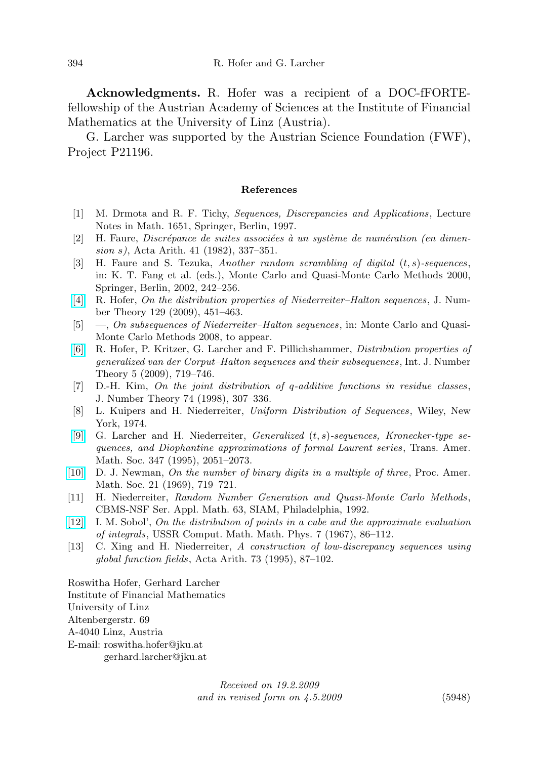**Acknowledgments.** R. Hofer was a recipient of a DOC-fFORTE-fellowship of the Austrian Academy of Sciences at the Institute of Financial Mathematics at the University of Linz (Austria).

G. Larcher was supported by the Austrian Science Foundation (FWF), Project P21196.

## References

[1] M. Drmota and R. F. Tichy, *Sequences, Discrepancies and Applications*, Lecture Notes in Math. 1651, Springer, Berlin, 1997.

[2] H. Faure, *Discrépance de suites associées à un système de numération (en dimension s)*, Acta Arith. 41 (1982), 337–351.

[3] H. Faure and S. Tezuka, *Another random scrambling of digital $(t, s)$-sequences*, in: K. T. Fang et al. (eds.), Monte Carlo and Quasi-Monte Carlo Methods 2000, Springer, Berlin, 2002, 242–256.

[4] R. Hofer, *On the distribution properties of Niederreiter–Halton sequences*, J. Number Theory 129 (2009), 451–463.

[5] —, *On subsequences of Niederreiter–Halton sequences*, in: Monte Carlo and Quasi-Monte Carlo Methods 2008, to appear.

[6] R. Hofer, P. Kritzer, G. Larcher and F. Pillichshammer, *Distribution properties of generalized van der Corput–Halton sequences and their subsequences*, Int. J. Number Theory 5 (2009), 719–746.

[7] D.-H. Kim, *On the joint distribution of q-additive functions in residue classes*, J. Number Theory 74 (1998), 307–336.

[8] L. Kuipers and H. Niederreiter, *Uniform Distribution of Sequences*, Wiley, New York, 1974.

[9] G. Larcher and H. Niederreiter, *Generalized $(t, s)$-sequences, Kronecker-type sequences, and Diophantine approximations of formal Laurent series*, Trans. Amer. Math. Soc. 347 (1995), 2051–2073.

[10] D. J. Newman, *On the number of binary digits in a multiple of three*, Proc. Amer. Math. Soc. 21 (1969), 719–721.

[11] H. Niederreiter, *Random Number Generation and Quasi-Monte Carlo Methods*, CBMS-NSF Ser. Appl. Math. 63, SIAM, Philadelphia, 1992.

[12] I. M. Sobol', *On the distribution of points in a cube and the approximate evaluation of integrals*, USSR Comput. Math. Math. Phys. 7 (1967), 86–112.

[13] C. Xing and H. Niederreiter, *A construction of low-discrepancy sequences using global function fields*, Acta Arith. 73 (1995), 87–102.

Roswitha Hofer, Gerhard Larcher
Institute of Financial Mathematics
University of Linz
Altenbergerstr. 69
A-4040 Linz, Austria
E-mail: roswitha.hofer@jku.at
gerhard.larcher@jku.at

*Received on 19.2.2009*
*and in revised form on 4.5.2009* (5948)